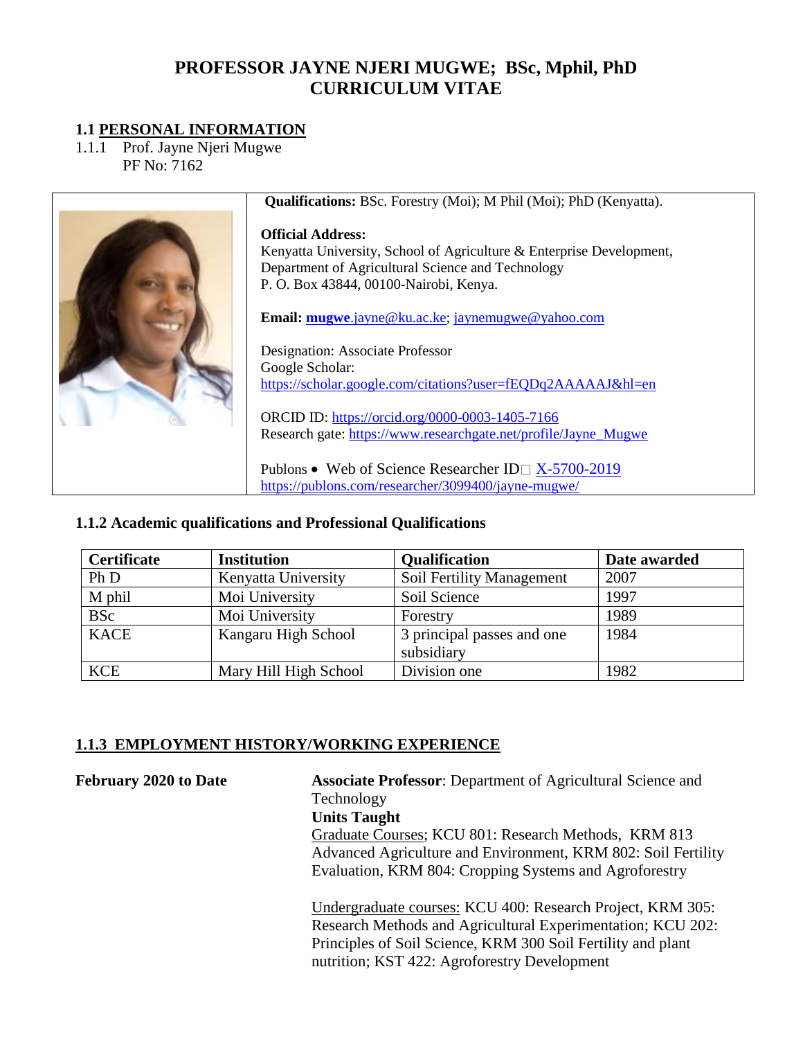# PROFESSOR JAYNE NJERI MUGWE; BSc, Mphil, PhD
# CURRICULUM VITAE

## 1.1 PERSONAL INFORMATION

1.1.1 Prof. Jayne Njeri Mugwe
PF No: 7162

**Qualifications:** BSc. Forestry (Moi); M Phil (Moi); PhD (Kenyatta).

**Official Address:**
Kenyatta University, School of Agriculture & Enterprise Development,
Department of Agricultural Science and Technology
P. O. Box 43844, 00100-Nairobi, Kenya.

**Email:** **mugwe**.jayne@ku.ac.ke; jaynemugwe@yahoo.com

Designation: Associate Professor
Google Scholar:
https://scholar.google.com/citations?user=fEQDq2AAAAAJ&hl=en

ORCID ID: https://orcid.org/0000-0003-1405-7166
Research gate: https://www.researchgate.net/profile/Jayne_Mugwe

Publons • Web of Science Researcher ID X-5700-2019
https://publons.com/researcher/3099400/jayne-mugwe/

### 1.1.2 Academic qualifications and Professional Qualifications

| Certificate | Institution | Qualification | Date awarded |
|---|---|---|---|
| Ph D | Kenyatta University | Soil Fertility Management | 2007 |
| M phil | Moi University | Soil Science | 1997 |
| BSc | Moi University | Forestry | 1989 |
| KACE | Kangaru High School | 3 principal passes and one subsidiary | 1984 |
| KCE | Mary Hill High School | Division one | 1982 |

### 1.1.3 EMPLOYMENT HISTORY/WORKING EXPERIENCE

**February 2020 to Date**

**Associate Professor**: Department of Agricultural Science and Technology

**Units Taught**

Graduate Courses; KCU 801: Research Methods, KRM 813 Advanced Agriculture and Environment, KRM 802: Soil Fertility Evaluation, KRM 804: Cropping Systems and Agroforestry

Undergraduate courses: KCU 400: Research Project, KRM 305: Research Methods and Agricultural Experimentation; KCU 202: Principles of Soil Science, KRM 300 Soil Fertility and plant nutrition; KST 422: Agroforestry Development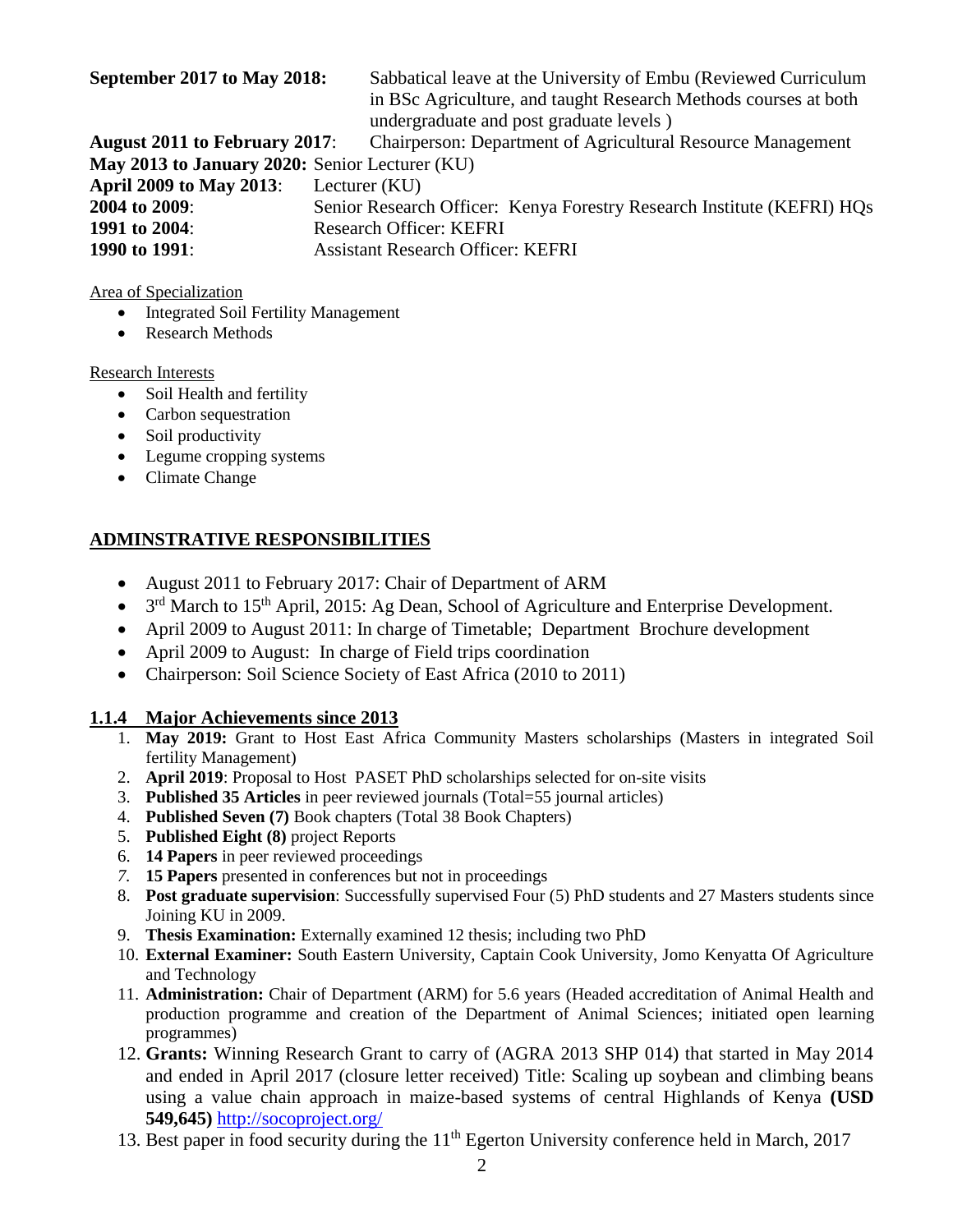**September 2017 to May 2018:** Sabbatical leave at the University of Embu (Reviewed Curriculum in BSc Agriculture, and taught Research Methods courses at both undergraduate and post graduate levels )

**August 2011 to February 2017**: Chairperson: Department of Agricultural Resource Management

**May 2013 to January 2020:** Senior Lecturer (KU)

**April 2009 to May 2013**: Lecturer (KU)

**2004 to 2009**: Senior Research Officer: Kenya Forestry Research Institute (KEFRI) HQs

**1991 to 2004**: Research Officer: KEFRI

**1990 to 1991**: Assistant Research Officer: KEFRI

Area of Specialization

- Integrated Soil Fertility Management
- Research Methods

Research Interests

- Soil Health and fertility
- Carbon sequestration
- Soil productivity
- Legume cropping systems
- Climate Change

## ADMINSTRATIVE RESPONSIBILITIES

- August 2011 to February 2017: Chair of Department of ARM
- 3rd March to 15th April, 2015: Ag Dean, School of Agriculture and Enterprise Development.
- April 2009 to August 2011: In charge of Timetable; Department Brochure development
- April 2009 to August: In charge of Field trips coordination
- Chairperson: Soil Science Society of East Africa (2010 to 2011)

### 1.1.4 Major Achievements since 2013

1. **May 2019:** Grant to Host East Africa Community Masters scholarships (Masters in integrated Soil fertility Management)
2. **April 2019**: Proposal to Host PASET PhD scholarships selected for on-site visits
3. **Published 35 Articles** in peer reviewed journals (Total=55 journal articles)
4. **Published Seven (7)** Book chapters (Total 38 Book Chapters)
5. **Published Eight (8)** project Reports
6. **14 Papers** in peer reviewed proceedings
7. **15 Papers** presented in conferences but not in proceedings
8. **Post graduate supervision**: Successfully supervised Four (5) PhD students and 27 Masters students since Joining KU in 2009.
9. **Thesis Examination:** Externally examined 12 thesis; including two PhD
10. **External Examiner:** South Eastern University, Captain Cook University, Jomo Kenyatta Of Agriculture and Technology
11. **Administration:** Chair of Department (ARM) for 5.6 years (Headed accreditation of Animal Health and production programme and creation of the Department of Animal Sciences; initiated open learning programmes)
12. **Grants:** Winning Research Grant to carry of (AGRA 2013 SHP 014) that started in May 2014 and ended in April 2017 (closure letter received) Title: Scaling up soybean and climbing beans using a value chain approach in maize-based systems of central Highlands of Kenya **(USD 549,645)** http://socoproject.org/
13. Best paper in food security during the 11th Egerton University conference held in March, 2017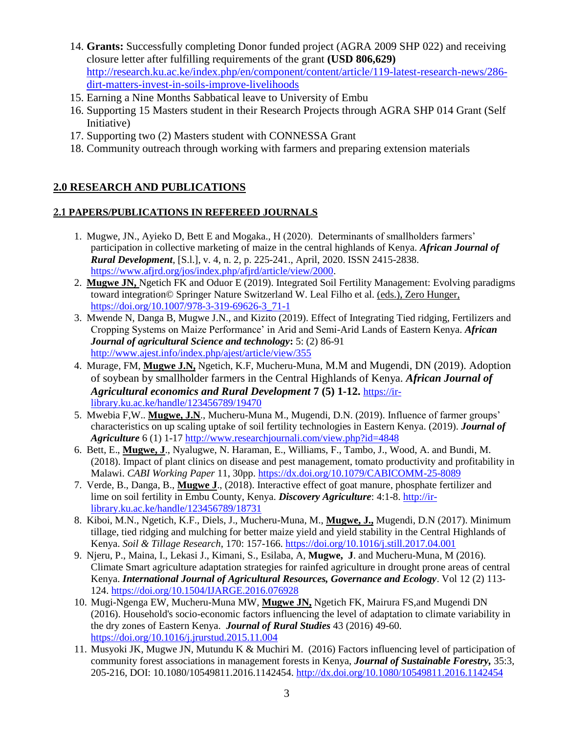14. **Grants:** Successfully completing Donor funded project (AGRA 2009 SHP 022) and receiving closure letter after fulfilling requirements of the grant **(USD 806,629)** http://research.ku.ac.ke/index.php/en/component/content/article/119-latest-research-news/286-dirt-matters-invest-in-soils-improve-livelihoods
15. Earning a Nine Months Sabbatical leave to University of Embu
16. Supporting 15 Masters student in their Research Projects through AGRA SHP 014 Grant (Self Initiative)
17. Supporting two (2) Masters student with CONNESSA Grant
18. Community outreach through working with farmers and preparing extension materials

## 2.0 RESEARCH AND PUBLICATIONS

### 2.1 PAPERS/PUBLICATIONS IN REFEREED JOURNALS

1. Mugwe, JN., Ayieko D, Bett E and Mogaka., H (2020). Determinants of smallholders farmers' participation in collective marketing of maize in the central highlands of Kenya. ***African Journal of Rural Development***, [S.l.], v. 4, n. 2, p. 225-241., April, 2020. ISSN 2415-2838. https://www.afjrd.org/jos/index.php/afjrd/article/view/2000.
2. **Mugwe JN,** Ngetich FK and Oduor E (2019). Integrated Soil Fertility Management: Evolving paradigms toward integration© Springer Nature Switzerland W. Leal Filho et al. (eds.), Zero Hunger, https://doi.org/10.1007/978-3-319-69626-3_71-1
3. Mwende N, Danga B, Mugwe J.N., and Kizito (2019). Effect of Integrating Tied ridging, Fertilizers and Cropping Systems on Maize Performance' in Arid and Semi-Arid Lands of Eastern Kenya. ***African Journal of agricultural Science and technology*****:** 5: (2) 86-91 http://www.ajest.info/index.php/ajest/article/view/355
4. Murage, FM, **Mugwe J.N,** Ngetich, K.F, Mucheru-Muna, M.M and Mugendi, DN (2019). Adoption of soybean by smallholder farmers in the Central Highlands of Kenya. ***African Journal of Agricultural economics and Rural Development*** **7 (5) 1-12.** https://ir-library.ku.ac.ke/handle/123456789/19470
5. Mwebia F,W.. **Mugwe, J.N**., Mucheru-Muna M., Mugendi, D.N. (2019). Influence of farmer groups' characteristics on up scaling uptake of soil fertility technologies in Eastern Kenya. (2019). ***Journal of Agriculture*** 6 (1) 1-17 http://www.researchjournali.com/view.php?id=4848
6. Bett, E., **Mugwe, J**., Nyalugwe, N. Haraman, E., Williams, F., Tambo, J., Wood, A. and Bundi, M. (2018). Impact of plant clinics on disease and pest management, tomato productivity and profitability in Malawi. *CABI Working Paper* 11, 30pp. https://dx.doi.org/10.1079/CABICOMM-25-8089
7. Verde, B., Danga, B., **Mugwe J**., (2018). Interactive effect of goat manure, phosphate fertilizer and lime on soil fertility in Embu County, Kenya. ***Discovery Agriculture***: 4:1-8. http://ir-library.ku.ac.ke/handle/123456789/18731
8. Kiboi, M.N., Ngetich, K.F., Diels, J., Mucheru-Muna, M., **Mugwe, J.,** Mugendi, D.N (2017). Minimum tillage, tied ridging and mulching for better maize yield and yield stability in the Central Highlands of Kenya. *Soil & Tillage Research*, 170: 157-166. https://doi.org/10.1016/j.still.2017.04.001
9. Njeru, P., Maina, I., Lekasi J., Kimani, S., Esilaba, A, **Mugwe, J**. and Mucheru-Muna, M (2016). Climate Smart agriculture adaptation strategies for rainfed agriculture in drought prone areas of central Kenya. ***International Journal of Agricultural Resources, Governance and Ecology***. Vol 12 (2) 113-124. https://doi.org/10.1504/IJARGE.2016.076928
10. Mugi-Ngenga EW, Mucheru-Muna MW, **Mugwe JN,** Ngetich FK, Mairura FS,and Mugendi DN (2016). Household's socio-economic factors influencing the level of adaptation to climate variability in the dry zones of Eastern Kenya. ***Journal of Rural Studies*** 43 (2016) 49-60. https://doi.org/10.1016/j.jrurstud.2015.11.004
11. Musyoki JK, Mugwe JN, Mutundu K & Muchiri M. (2016) Factors influencing level of participation of community forest associations in management forests in Kenya, ***Journal of Sustainable Forestry,*** 35:3, 205-216, DOI: 10.1080/10549811.2016.1142454. http://dx.doi.org/10.1080/10549811.2016.1142454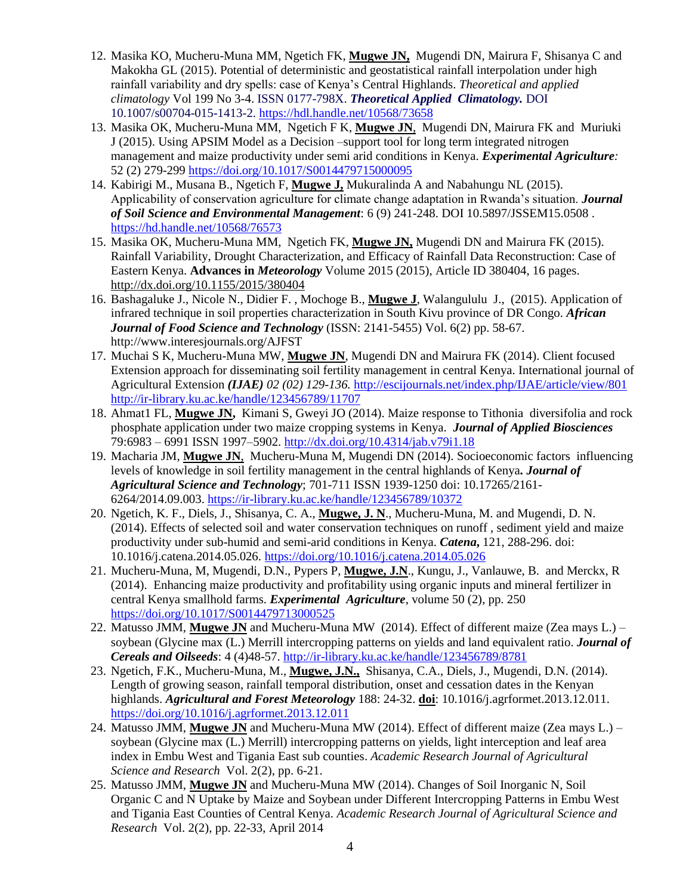12. Masika KO, Mucheru-Muna MM, Ngetich FK, **<u>Mugwe JN,</u>** Mugendi DN, Mairura F, Shisanya C and Makokha GL (2015). Potential of deterministic and geostatistical rainfall interpolation under high rainfall variability and dry spells: case of Kenya's Central Highlands. *Theoretical and applied climatology* Vol 199 No 3-4. ISSN 0177-798X. ***Theoretical Applied Climatology.*** DOI 10.1007/s00704-015-1413-2. https://hdl.handle.net/10568/73658
13. Masika OK, Mucheru-Muna MM, Ngetich F K, **<u>Mugwe JN</u>**, Mugendi DN, Mairura FK and Muriuki J (2015). Using APSIM Model as a Decision –support tool for long term integrated nitrogen management and maize productivity under semi arid conditions in Kenya. ***Experimental Agriculture:*** 52 (2) 279-299 https://doi.org/10.1017/S0014479715000095
14. Kabirigi M., Musana B., Ngetich F, **<u>Mugwe J,</u>** Mukuralinda A and Nabahungu NL (2015). Applicability of conservation agriculture for climate change adaptation in Rwanda's situation. ***Journal of Soil Science and Environmental Management***: 6 (9) 241-248. DOI 10.5897/JSSEM15.0508 . https://hd.handle.net/10568/76573
15. Masika OK, Mucheru-Muna MM, Ngetich FK, **<u>Mugwe JN,</u>** Mugendi DN and Mairura FK (2015). Rainfall Variability, Drought Characterization, and Efficacy of Rainfall Data Reconstruction: Case of Eastern Kenya. **Advances in *Meteorology*** Volume 2015 (2015), Article ID 380404, 16 pages. http://dx.doi.org/10.1155/2015/380404
16. Bashagaluke J., Nicole N., Didier F. , Mochoge B., **<u>Mugwe J</u>**, Walangululu J., (2015). Application of infrared technique in soil properties characterization in South Kivu province of DR Congo. ***African Journal of Food Science and Technology*** (ISSN: 2141-5455) Vol. 6(2) pp. 58-67. http://www.interesjournals.org/AJFST
17. Muchai S K, Mucheru-Muna MW, **<u>Mugwe JN</u>**, Mugendi DN and Mairura FK (2014). Client focused Extension approach for disseminating soil fertility management in central Kenya. International journal of Agricultural Extension ***(IJAE)*** *02 (02) 129-136.* http://escijournals.net/index.php/IJAE/article/view/801 http://ir-library.ku.ac.ke/handle/123456789/11707
18. Ahmat1 FL, **<u>Mugwe JN,</u>** Kimani S, Gweyi JO (2014). Maize response to Tithonia diversifolia and rock phosphate application under two maize cropping systems in Kenya. ***Journal of Applied Biosciences*** 79:6983 – 6991 ISSN 1997–5902. http://dx.doi.org/10.4314/jab.v79i1.18
19. Macharia JM, **<u>Mugwe JN</u>**, Mucheru-Muna M, Mugendi DN (2014). Socioeconomic factors influencing levels of knowledge in soil fertility management in the central highlands of Kenya**.** ***Journal of Agricultural Science and Technology***; 701-711 ISSN 1939-1250 doi: 10.17265/2161-6264/2014.09.003. https://ir-library.ku.ac.ke/handle/123456789/10372
20. Ngetich, K. F., Diels, J., Shisanya, C. A., **<u>Mugwe, J. N</u>**., Mucheru-Muna, M. and Mugendi, D. N. (2014). Effects of selected soil and water conservation techniques on runoff , sediment yield and maize productivity under sub-humid and semi-arid conditions in Kenya. ***Catena,*** 121, 288-296. doi: 10.1016/j.catena.2014.05.026. https://doi.org/10.1016/j.catena.2014.05.026
21. Mucheru-Muna, M, Mugendi, D.N., Pypers P, **<u>Mugwe, J.N</u>**., Kungu, J., Vanlauwe, B. and Merckx, R (2014). Enhancing maize productivity and profitability using organic inputs and mineral fertilizer in central Kenya smallhold farms. ***Experimental Agriculture***, volume 50 (2), pp. 250 https://doi.org/10.1017/S0014479713000525
22. Matusso JMM, **<u>Mugwe JN</u>** and Mucheru-Muna MW (2014). Effect of different maize (Zea mays L.) – soybean (Glycine max (L.) Merrill intercropping patterns on yields and land equivalent ratio. ***Journal of Cereals and Oilseeds***: 4 (4)48-57. http://ir-library.ku.ac.ke/handle/123456789/8781
23. Ngetich, F.K., Mucheru-Muna, M., **<u>Mugwe, J.N.,</u>** Shisanya, C.A., Diels, J., Mugendi, D.N. (2014). Length of growing season, rainfall temporal distribution, onset and cessation dates in the Kenyan highlands. ***Agricultural and Forest Meteorology*** 188: 24-32. **<u>doi</u>**: 10.1016/j.agrformet.2013.12.011. https://doi.org/10.1016/j.agrformet.2013.12.011
24. Matusso JMM, **<u>Mugwe JN</u>** and Mucheru-Muna MW (2014). Effect of different maize (Zea mays L.) – soybean (Glycine max (L.) Merrill) intercropping patterns on yields, light interception and leaf area index in Embu West and Tigania East sub counties. *Academic Research Journal of Agricultural Science and Research* Vol. 2(2), pp. 6-21.
25. Matusso JMM, **<u>Mugwe JN</u>** and Mucheru-Muna MW (2014). Changes of Soil Inorganic N, Soil Organic C and N Uptake by Maize and Soybean under Different Intercropping Patterns in Embu West and Tigania East Counties of Central Kenya. *Academic Research Journal of Agricultural Science and Research* Vol. 2(2), pp. 22-33, April 2014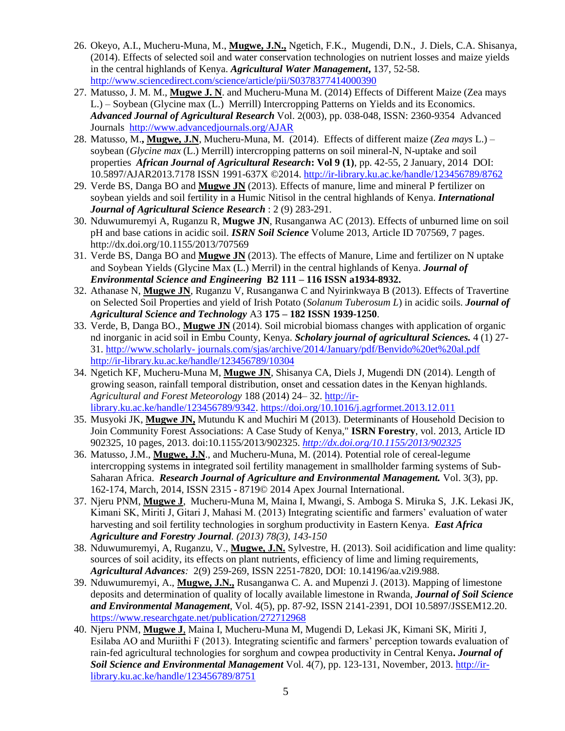26. Okeyo, A.I., Mucheru-Muna, M., **Mugwe, J.N.,** Ngetich, F.K., Mugendi, D.N., J. Diels, C.A. Shisanya, (2014). Effects of selected soil and water conservation technologies on nutrient losses and maize yields in the central highlands of Kenya. ***Agricultural Water Management***, 137, 52-58. http://www.sciencedirect.com/science/article/pii/S0378377414000390
27. Matusso, J. M. M., **Mugwe J. N**. and Mucheru-Muna M. (2014) Effects of Different Maize (Zea mays L.) – Soybean (Glycine max (L.) Merrill) Intercropping Patterns on Yields and its Economics. ***Advanced Journal of Agricultural Research*** Vol. 2(003), pp. 038-048, ISSN: 2360-9354 Advanced Journals http://www.advancedjournals.org/AJAR
28. Matusso, M., **Mugwe, J.N**, Mucheru-Muna, M. (2014). Effects of different maize (*Zea mays* L.) – soybean (*Glycine max* (L.) Merrill) intercropping patterns on soil mineral-N, N-uptake and soil properties ***African Journal of Agricultural Research*: Vol 9 (1)**, pp. 42-55, 2 January, 2014 DOI: 10.5897/AJAR2013.7178 ISSN 1991-637X ©2014. http://ir-library.ku.ac.ke/handle/123456789/8762
29. Verde BS, Danga BO and **Mugwe JN** (2013). Effects of manure, lime and mineral P fertilizer on soybean yields and soil fertility in a Humic Nitisol in the central highlands of Kenya. ***International Journal of Agricultural Science Research*** : 2 (9) 283-291.
30. Nduwumuremyi A, Ruganzu R, **Mugwe JN**, Rusanganwa AC (2013). Effects of unburned lime on soil pH and base cations in acidic soil. ***ISRN Soil Science*** Volume 2013, Article ID 707569, 7 pages. http://dx.doi.org/10.1155/2013/707569
31. Verde BS, Danga BO and **Mugwe JN** (2013). The effects of Manure, Lime and fertilizer on N uptake and Soybean Yields (Glycine Max (L.) Merril) in the central highlands of Kenya. ***Journal of Environmental Science and Engineering* B2 111 – 116 ISSN a1934-8932.**
32. Athanase N, **Mugwe JN**, Ruganzu V, Rusanganwa C and Nyirinkwaya B (2013). Effects of Travertine on Selected Soil Properties and yield of Irish Potato (*Solanum Tuberosum L*) in acidic soils. ***Journal of Agricultural Science and Technology*** A3 **175 – 182 ISSN 1939-1250**.
33. Verde, B, Danga BO., **Mugwe JN** (2014). Soil microbial biomass changes with application of organic nd inorganic in acid soil in Embu County, Kenya. ***Scholary journal of agricultural Sciences.*** 4 (1) 27-31. http://www.scholarly- journals.com/sjas/archive/2014/January/pdf/Benvido%20et%20al.pdf http://ir-library.ku.ac.ke/handle/123456789/10304
34. Ngetich KF, Mucheru-Muna M, **Mugwe JN**, Shisanya CA, Diels J, Mugendi DN (2014). Length of growing season, rainfall temporal distribution, onset and cessation dates in the Kenyan highlands. *Agricultural and Forest Meteorology* 188 (2014) 24– 32. http://ir-library.ku.ac.ke/handle/123456789/9342. https://doi.org/10.1016/j.agrformet.2013.12.011
35. Musyoki JK, **Mugwe JN,** Mutundu K and Muchiri M (2013). Determinants of Household Decision to Join Community Forest Associations: A Case Study of Kenya," **ISRN Forestry**, vol. 2013, Article ID 902325, 10 pages, 2013. doi:10.1155/2013/902325. *http://dx.doi.org/10.1155/2013/902325*
36. Matusso, J.M., **Mugwe, J.N**., and Mucheru-Muna, M. (2014). Potential role of cereal-legume intercropping systems in integrated soil fertility management in smallholder farming systems of Sub-Saharan Africa. ***Research Journal of Agriculture and Environmental Management.*** Vol. 3(3), pp. 162-174, March, 2014, ISSN 2315 - 8719© 2014 Apex Journal International.
37. Njeru PNM, **Mugwe J**, Mucheru-Muna M, Maina I, Mwangi, S. Amboga S. Miruka S, J.K. Lekasi JK, Kimani SK, Miriti J, Gitari J, Mahasi M. (2013) Integrating scientific and farmers' evaluation of water harvesting and soil fertility technologies in sorghum productivity in Eastern Kenya. ***East Africa Agriculture and Forestry Journal****. (2013) 78(3), 143-150*
38. Nduwumuremyi, A, Ruganzu, V., **Mugwe, J.N.** Sylvestre, H. (2013). Soil acidification and lime quality: sources of soil acidity, its effects on plant nutrients, efficiency of lime and liming requirements, ***Agricultural Advances****:* 2(9) 259-269, ISSN 2251-7820, DOI: 10.14196/aa.v2i9.988.
39. Nduwumuremyi, A., **Mugwe, J.N.,** Rusanganwa C. A. and Mupenzi J. (2013). Mapping of limestone deposits and determination of quality of locally available limestone in Rwanda, ***Journal of Soil Science and Environmental Management***, Vol. 4(5), pp. 87-92, ISSN 2141-2391, DOI 10.5897/JSSEM12.20. https://www.researchgate.net/publication/272712968
40. Njeru PNM, **Mugwe J**, Maina I, Mucheru-Muna M, Mugendi D, Lekasi JK, Kimani SK, Miriti J, Esilaba AO and Muriithi F (2013). Integrating scientific and farmers' perception towards evaluation of rain-fed agricultural technologies for sorghum and cowpea productivity in Central Kenya**. *Journal of Soil Science and Environmental Management*** Vol. 4(7), pp. 123-131, November, 2013. http://ir-library.ku.ac.ke/handle/123456789/8751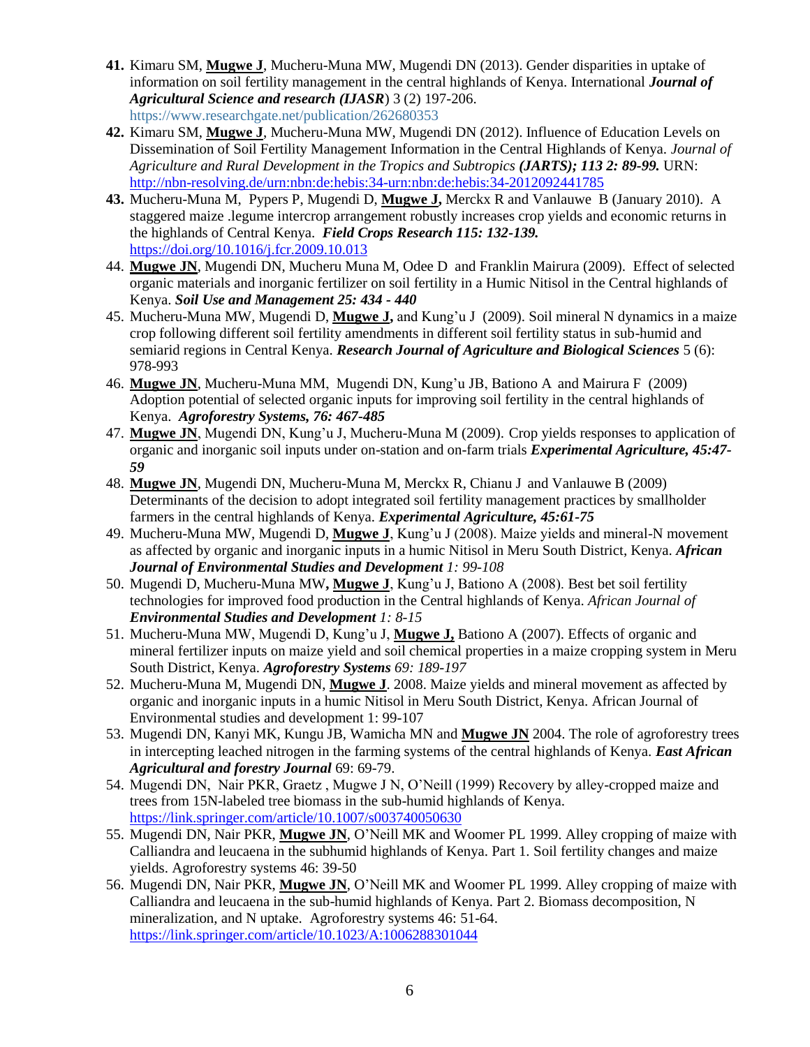41. Kimaru SM, **Mugwe J**, Mucheru-Muna MW, Mugendi DN (2013). Gender disparities in uptake of information on soil fertility management in the central highlands of Kenya. International ***Journal of Agricultural Science and research (IJASR***) 3 (2) 197-206. https://www.researchgate.net/publication/262680353
42. Kimaru SM, **Mugwe J**, Mucheru-Muna MW, Mugendi DN (2012). Influence of Education Levels on Dissemination of Soil Fertility Management Information in the Central Highlands of Kenya. *Journal of Agriculture and Rural Development in the Tropics and Subtropics* ***(JARTS); 113 2: 89-99.*** URN: http://nbn-resolving.de/urn:nbn:de:hebis:34-urn:nbn:de:hebis:34-2012092441865
43. Mucheru-Muna M, Pypers P, Mugendi D, **Mugwe J,** Merckx R and Vanlauwe B (January 2010). A staggered maize .legume intercrop arrangement robustly increases crop yields and economic returns in the highlands of Central Kenya. ***Field Crops Research 115: 132-139.*** https://doi.org/10.1016/j.fcr.2009.10.013
44. **Mugwe JN**, Mugendi DN, Mucheru Muna M, Odee D and Franklin Mairura (2009). Effect of selected organic materials and inorganic fertilizer on soil fertility in a Humic Nitisol in the Central highlands of Kenya. ***Soil Use and Management 25: 434 - 440***
45. Mucheru-Muna MW, Mugendi D, **Mugwe J,** and Kung'u J (2009). Soil mineral N dynamics in a maize crop following different soil fertility amendments in different soil fertility status in sub-humid and semiarid regions in Central Kenya. ***Research Journal of Agriculture and Biological Sciences*** 5 (6): 978-993
46. **Mugwe JN**, Mucheru-Muna MM, Mugendi DN, Kung'u JB, Bationo A and Mairura F (2009) Adoption potential of selected organic inputs for improving soil fertility in the central highlands of Kenya. ***Agroforestry Systems, 76: 467-485***
47. **Mugwe JN**, Mugendi DN, Kung'u J, Mucheru-Muna M (2009). Crop yields responses to application of organic and inorganic soil inputs under on-station and on-farm trials ***Experimental Agriculture, 45:47-59***
48. **Mugwe JN**, Mugendi DN, Mucheru-Muna M, Merckx R, Chianu J and Vanlauwe B (2009) Determinants of the decision to adopt integrated soil fertility management practices by smallholder farmers in the central highlands of Kenya. ***Experimental Agriculture, 45:61-75***
49. Mucheru-Muna MW, Mugendi D, **Mugwe J**, Kung'u J (2008). Maize yields and mineral-N movement as affected by organic and inorganic inputs in a humic Nitisol in Meru South District, Kenya. ***African Journal of Environmental Studies and Development*** *1: 99-108*
50. Mugendi D, Mucheru-Muna MW**, Mugwe J**, Kung'u J, Bationo A (2008). Best bet soil fertility technologies for improved food production in the Central highlands of Kenya. *African Journal of* ***Environmental Studies and Development*** *1: 8-15*
51. Mucheru-Muna MW, Mugendi D, Kung'u J, **Mugwe J,** Bationo A (2007). Effects of organic and mineral fertilizer inputs on maize yield and soil chemical properties in a maize cropping system in Meru South District, Kenya. ***Agroforestry Systems*** *69: 189-197*
52. Mucheru-Muna M, Mugendi DN, **Mugwe J**. 2008. Maize yields and mineral movement as affected by organic and inorganic inputs in a humic Nitisol in Meru South District, Kenya. African Journal of Environmental studies and development 1: 99-107
53. Mugendi DN, Kanyi MK, Kungu JB, Wamicha MN and **Mugwe JN** 2004. The role of agroforestry trees in intercepting leached nitrogen in the farming systems of the central highlands of Kenya. ***East African Agricultural and forestry Journal*** 69: 69-79.
54. Mugendi DN, Nair PKR, Graetz , Mugwe J N, O'Neill (1999) Recovery by alley-cropped maize and trees from 15N-labeled tree biomass in the sub-humid highlands of Kenya. https://link.springer.com/article/10.1007/s003740050630
55. Mugendi DN, Nair PKR, **Mugwe JN**, O'Neill MK and Woomer PL 1999. Alley cropping of maize with Calliandra and leucaena in the subhumid highlands of Kenya. Part 1. Soil fertility changes and maize yields. Agroforestry systems 46: 39-50
56. Mugendi DN, Nair PKR, **Mugwe JN**, O'Neill MK and Woomer PL 1999. Alley cropping of maize with Calliandra and leucaena in the sub-humid highlands of Kenya. Part 2. Biomass decomposition, N mineralization, and N uptake. Agroforestry systems 46: 51-64. https://link.springer.com/article/10.1023/A:1006288301044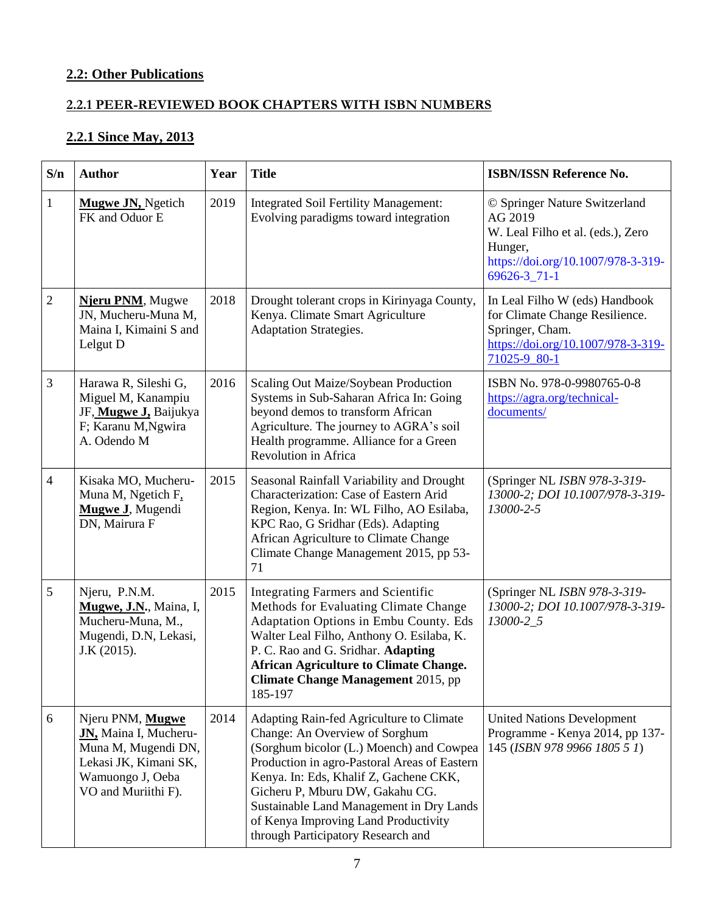## 2.2: Other Publications

### 2.2.1 PEER-REVIEWED BOOK CHAPTERS WITH ISBN NUMBERS

### 2.2.1 Since May, 2013

| S/n | Author | Year | Title | ISBN/ISSN Reference No. |
|---|---|---|---|---|
| 1 | **Mugwe JN,** Ngetich FK and Oduor E | 2019 | Integrated Soil Fertility Management: Evolving paradigms toward integration | © Springer Nature Switzerland AG 2019 W. Leal Filho et al. (eds.), Zero Hunger, https://doi.org/10.1007/978-3-319-69626-3_71-1 |
| 2 | **Njeru PNM**, Mugwe JN, Mucheru-Muna M, Maina I, Kimaini S and Lelgut D | 2018 | Drought tolerant crops in Kirinyaga County, Kenya. Climate Smart Agriculture Adaptation Strategies. | In Leal Filho W (eds) Handbook for Climate Change Resilience. Springer, Cham. https://doi.org/10.1007/978-3-319-71025-9_80-1 |
| 3 | Harawa R, Sileshi G, Miguel M, Kanampiu JF, **Mugwe J,** Baijukya F; Karanu M,Ngwira A. Odendo M | 2016 | Scaling Out Maize/Soybean Production Systems in Sub-Saharan Africa In: Going beyond demos to transform African Agriculture. The journey to AGRA's soil Health programme. Alliance for a Green Revolution in Africa | ISBN No. 978-0-9980765-0-8 https://agra.org/technical-documents/ |
| 4 | Kisaka MO, Mucheru-Muna M, Ngetich F, **Mugwe J**, Mugendi DN, Mairura F | 2015 | Seasonal Rainfall Variability and Drought Characterization: Case of Eastern Arid Region, Kenya. In: WL Filho, AO Esilaba, KPC Rao, G Sridhar (Eds). Adapting African Agriculture to Climate Change Climate Change Management 2015, pp 53-71 | (Springer NL *ISBN 978-3-319-13000-2; DOI 10.1007/978-3-319-13000-2-5* |
| 5 | Njeru, P.N.M. **Mugwe, J.N.**, Maina, I, Mucheru-Muna, M., Mugendi, D.N, Lekasi, J.K (2015). | 2015 | Integrating Farmers and Scientific Methods for Evaluating Climate Change Adaptation Options in Embu County. Eds Walter Leal Filho, Anthony O. Esilaba, K. P. C. Rao and G. Sridhar. **Adapting African Agriculture to Climate Change. Climate Change Management** 2015, pp 185-197 | (Springer NL *ISBN 978-3-319-13000-2; DOI 10.1007/978-3-319-13000-2_5* |
| 6 | Njeru PNM, **Mugwe JN,** Maina I, Mucheru-Muna M, Mugendi DN, Lekasi JK, Kimani SK, Wamuongo J, Oeba VO and Muriithi F). | 2014 | Adapting Rain-fed Agriculture to Climate Change: An Overview of Sorghum (Sorghum bicolor (L.) Moench) and Cowpea Production in agro-Pastoral Areas of Eastern Kenya. In: Eds, Khalif Z, Gachene CKK, Gicheru P, Mburu DW, Gakahu CG. Sustainable Land Management in Dry Lands of Kenya Improving Land Productivity through Participatory Research and | United Nations Development Programme - Kenya 2014, pp 137-145 (*ISBN 978 9966 1805 5 1*) |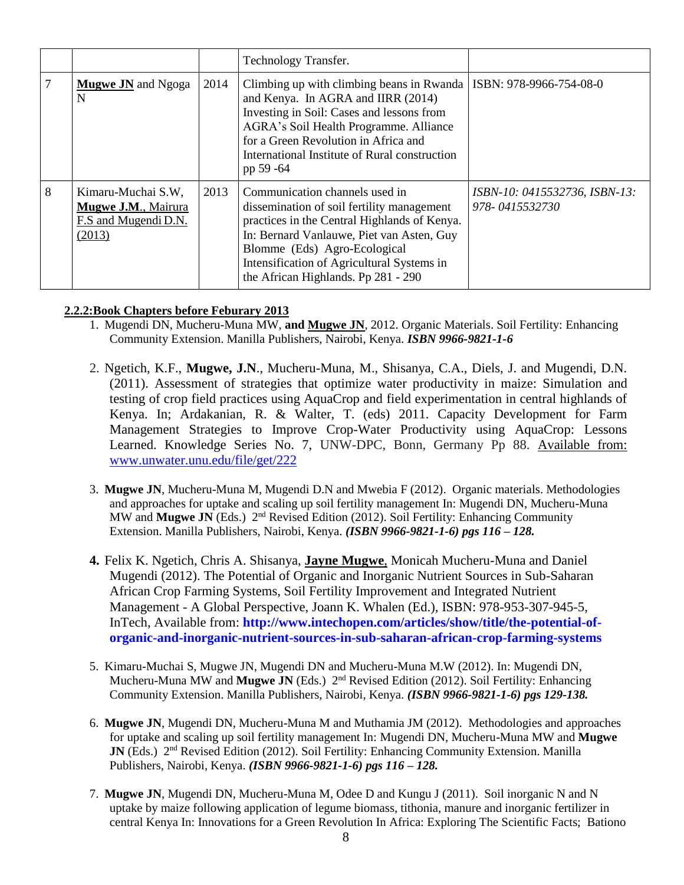| | | | | |
|---|---|---|---|---|
| | | | Technology Transfer. | |
| 7 | **Mugwe JN** and Ngoga N | 2014 | Climbing up with climbing beans in Rwanda and Kenya. In AGRA and IIRR (2014) Investing in Soil: Cases and lessons from AGRA's Soil Health Programme. Alliance for a Green Revolution in Africa and International Institute of Rural construction pp 59 -64 | ISBN: 978-9966-754-08-0 |
| 8 | Kimaru-Muchai S.W, **Mugwe J.M.**, Mairura F.S and Mugendi D.N. (2013) | 2013 | Communication channels used in dissemination of soil fertility management practices in the Central Highlands of Kenya. In: Bernard Vanlauwe, Piet van Asten, Guy Blomme (Eds) Agro-Ecological Intensification of Agricultural Systems in the African Highlands. Pp 281 - 290 | *ISBN-10: 0415532736, ISBN-13: 978- 0415532730* |

**2.2.2:Book Chapters before Feburary 2013**

1. Mugendi DN, Mucheru-Muna MW, **and Mugwe JN**, 2012. Organic Materials. Soil Fertility: Enhancing Community Extension. Manilla Publishers, Nairobi, Kenya. ***ISBN 9966-9821-1-6***

2. Ngetich, K.F., **Mugwe, J.N**., Mucheru-Muna, M., Shisanya, C.A., Diels, J. and Mugendi, D.N. (2011). Assessment of strategies that optimize water productivity in maize: Simulation and testing of crop field practices using AquaCrop and field experimentation in central highlands of Kenya. In; Ardakanian, R. & Walter, T. (eds) 2011. Capacity Development for Farm Management Strategies to Improve Crop-Water Productivity using AquaCrop: Lessons Learned. Knowledge Series No. 7, UNW-DPC, Bonn, Germany Pp 88. Available from: www.unwater.unu.edu/file/get/222

3. **Mugwe JN**, Mucheru-Muna M, Mugendi D.N and Mwebia F (2012). Organic materials. Methodologies and approaches for uptake and scaling up soil fertility management In: Mugendi DN, Mucheru-Muna MW and **Mugwe JN** (Eds.) 2nd Revised Edition (2012). Soil Fertility: Enhancing Community Extension. Manilla Publishers, Nairobi, Kenya. ***(ISBN 9966-9821-1-6) pgs 116 – 128.***

4. Felix K. Ngetich, Chris A. Shisanya, **Jayne Mugwe**, Monicah Mucheru-Muna and Daniel Mugendi (2012). The Potential of Organic and Inorganic Nutrient Sources in Sub-Saharan African Crop Farming Systems, Soil Fertility Improvement and Integrated Nutrient Management - A Global Perspective, Joann K. Whalen (Ed.), ISBN: 978-953-307-945-5, InTech, Available from: **http://www.intechopen.com/articles/show/title/the-potential-of-organic-and-inorganic-nutrient-sources-in-sub-saharan-african-crop-farming-systems**

5. Kimaru-Muchai S, Mugwe JN, Mugendi DN and Mucheru-Muna M.W (2012). In: Mugendi DN, Mucheru-Muna MW and **Mugwe JN** (Eds.) 2nd Revised Edition (2012). Soil Fertility: Enhancing Community Extension. Manilla Publishers, Nairobi, Kenya. ***(ISBN 9966-9821-1-6) pgs 129-138.***

6. **Mugwe JN**, Mugendi DN, Mucheru-Muna M and Muthamia JM (2012). Methodologies and approaches for uptake and scaling up soil fertility management In: Mugendi DN, Mucheru-Muna MW and **Mugwe JN** (Eds.) 2nd Revised Edition (2012). Soil Fertility: Enhancing Community Extension. Manilla Publishers, Nairobi, Kenya. ***(ISBN 9966-9821-1-6) pgs 116 – 128.***

7. **Mugwe JN**, Mugendi DN, Mucheru-Muna M, Odee D and Kungu J (2011). Soil inorganic N and N uptake by maize following application of legume biomass, tithonia, manure and inorganic fertilizer in central Kenya In: Innovations for a Green Revolution In Africa: Exploring The Scientific Facts; Bationo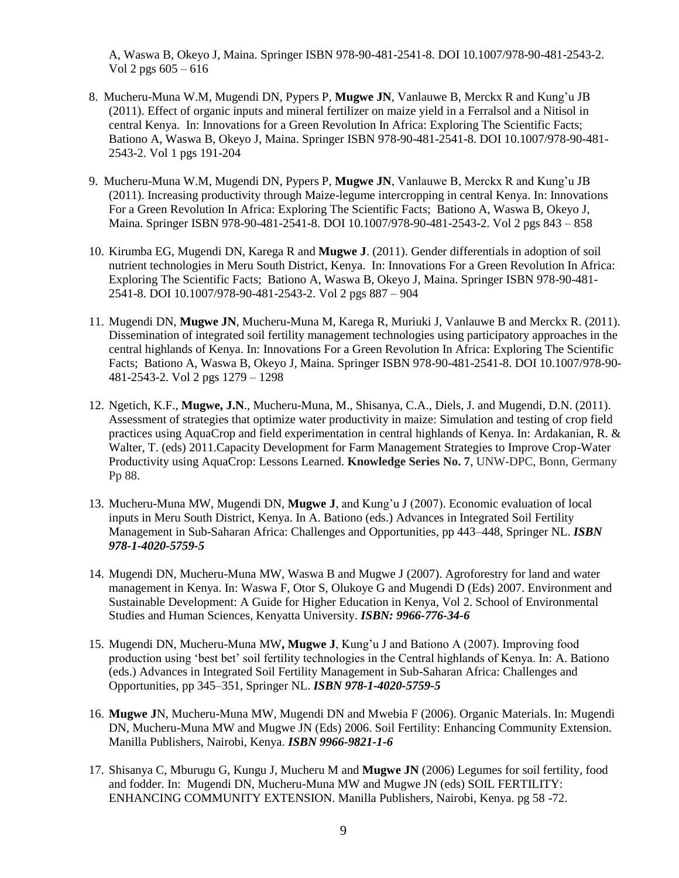A, Waswa B, Okeyo J, Maina. Springer ISBN 978-90-481-2541-8. DOI 10.1007/978-90-481-2543-2. Vol 2 pgs 605 – 616

8. Mucheru-Muna W.M, Mugendi DN, Pypers P, **Mugwe JN**, Vanlauwe B, Merckx R and Kung'u JB (2011). Effect of organic inputs and mineral fertilizer on maize yield in a Ferralsol and a Nitisol in central Kenya. In: Innovations for a Green Revolution In Africa: Exploring The Scientific Facts; Bationo A, Waswa B, Okeyo J, Maina. Springer ISBN 978-90-481-2541-8. DOI 10.1007/978-90-481-2543-2. Vol 1 pgs 191-204

9. Mucheru-Muna W.M, Mugendi DN, Pypers P, **Mugwe JN**, Vanlauwe B, Merckx R and Kung'u JB (2011). Increasing productivity through Maize-legume intercropping in central Kenya. In: Innovations For a Green Revolution In Africa: Exploring The Scientific Facts; Bationo A, Waswa B, Okeyo J, Maina. Springer ISBN 978-90-481-2541-8. DOI 10.1007/978-90-481-2543-2. Vol 2 pgs 843 – 858

10. Kirumba EG, Mugendi DN, Karega R and **Mugwe J**. (2011). Gender differentials in adoption of soil nutrient technologies in Meru South District, Kenya. In: Innovations For a Green Revolution In Africa: Exploring The Scientific Facts; Bationo A, Waswa B, Okeyo J, Maina. Springer ISBN 978-90-481-2541-8. DOI 10.1007/978-90-481-2543-2. Vol 2 pgs 887 – 904

11. Mugendi DN, **Mugwe JN**, Mucheru-Muna M, Karega R, Muriuki J, Vanlauwe B and Merckx R. (2011). Dissemination of integrated soil fertility management technologies using participatory approaches in the central highlands of Kenya. In: Innovations For a Green Revolution In Africa: Exploring The Scientific Facts; Bationo A, Waswa B, Okeyo J, Maina. Springer ISBN 978-90-481-2541-8. DOI 10.1007/978-90-481-2543-2. Vol 2 pgs 1279 – 1298

12. Ngetich, K.F., **Mugwe, J.N**., Mucheru-Muna, M., Shisanya, C.A., Diels, J. and Mugendi, D.N. (2011). Assessment of strategies that optimize water productivity in maize: Simulation and testing of crop field practices using AquaCrop and field experimentation in central highlands of Kenya. In: Ardakanian, R. & Walter, T. (eds) 2011.Capacity Development for Farm Management Strategies to Improve Crop-Water Productivity using AquaCrop: Lessons Learned. **Knowledge Series No. 7**, UNW-DPC, Bonn, Germany Pp 88.

13. Mucheru-Muna MW, Mugendi DN, **Mugwe J**, and Kung'u J (2007). Economic evaluation of local inputs in Meru South District, Kenya. In A. Bationo (eds.) Advances in Integrated Soil Fertility Management in Sub-Saharan Africa: Challenges and Opportunities, pp 443–448, Springer NL. ***ISBN 978-1-4020-5759-5***

14. Mugendi DN, Mucheru-Muna MW, Waswa B and Mugwe J (2007). Agroforestry for land and water management in Kenya. In: Waswa F, Otor S, Olukoye G and Mugendi D (Eds) 2007. Environment and Sustainable Development: A Guide for Higher Education in Kenya, Vol 2. School of Environmental Studies and Human Sciences, Kenyatta University. ***ISBN: 9966-776-34-6***

15. Mugendi DN, Mucheru-Muna MW**, Mugwe J**, Kung'u J and Bationo A (2007). Improving food production using 'best bet' soil fertility technologies in the Central highlands of Kenya. In: A. Bationo (eds.) Advances in Integrated Soil Fertility Management in Sub-Saharan Africa: Challenges and Opportunities, pp 345–351, Springer NL. ***ISBN 978-1-4020-5759-5***

16. **Mugwe J**N, Mucheru-Muna MW, Mugendi DN and Mwebia F (2006). Organic Materials. In: Mugendi DN, Mucheru-Muna MW and Mugwe JN (Eds) 2006. Soil Fertility: Enhancing Community Extension. Manilla Publishers, Nairobi, Kenya. ***ISBN 9966-9821-1-6***

17. Shisanya C, Mburugu G, Kungu J, Mucheru M and **Mugwe JN** (2006) Legumes for soil fertility, food and fodder. In: Mugendi DN, Mucheru-Muna MW and Mugwe JN (eds) SOIL FERTILITY: ENHANCING COMMUNITY EXTENSION. Manilla Publishers, Nairobi, Kenya. pg 58 -72.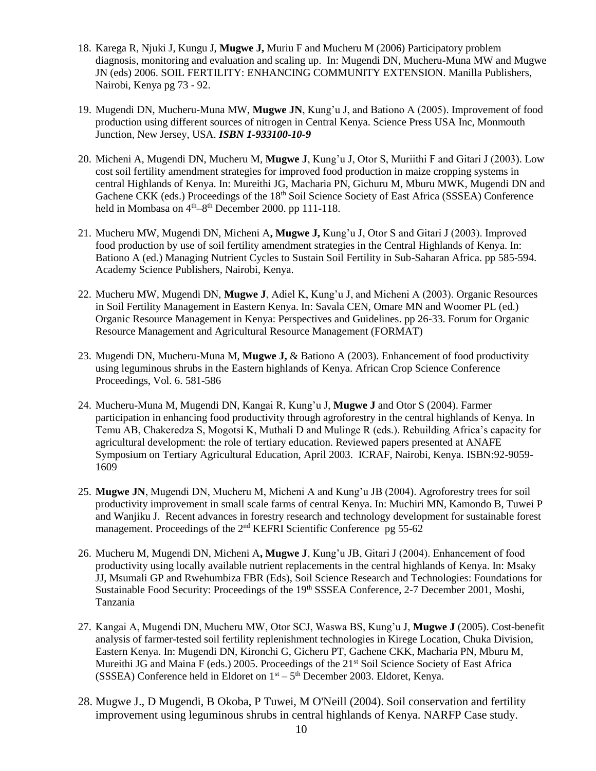18. Karega R, Njuki J, Kungu J, **Mugwe J,** Muriu F and Mucheru M (2006) Participatory problem diagnosis, monitoring and evaluation and scaling up.  In: Mugendi DN, Mucheru-Muna MW and Mugwe JN (eds) 2006. SOIL FERTILITY: ENHANCING COMMUNITY EXTENSION. Manilla Publishers, Nairobi, Kenya pg 73 - 92.

19. Mugendi DN, Mucheru-Muna MW, **Mugwe JN**, Kung'u J, and Bationo A (2005). Improvement of food production using different sources of nitrogen in Central Kenya. Science Press USA Inc, Monmouth Junction, New Jersey, USA. ***ISBN 1-933100-10-9***

20. Micheni A, Mugendi DN, Mucheru M, **Mugwe J**, Kung'u J, Otor S, Muriithi F and Gitari J (2003). Low cost soil fertility amendment strategies for improved food production in maize cropping systems in central Highlands of Kenya. In: Mureithi JG, Macharia PN, Gichuru M, Mburu MWK, Mugendi DN and Gachene CKK (eds.) Proceedings of the 18th Soil Science Society of East Africa (SSSEA) Conference held in Mombasa on 4th–8th December 2000. pp 111-118.

21. Mucheru MW, Mugendi DN, Micheni A**, Mugwe J,** Kung'u J, Otor S and Gitari J (2003). Improved food production by use of soil fertility amendment strategies in the Central Highlands of Kenya. In: Bationo A (ed.) Managing Nutrient Cycles to Sustain Soil Fertility in Sub-Saharan Africa. pp 585-594. Academy Science Publishers, Nairobi, Kenya.

22. Mucheru MW, Mugendi DN, **Mugwe J**, Adiel K, Kung'u J, and Micheni A (2003). Organic Resources in Soil Fertility Management in Eastern Kenya. In: Savala CEN, Omare MN and Woomer PL (ed.) Organic Resource Management in Kenya: Perspectives and Guidelines. pp 26-33. Forum for Organic Resource Management and Agricultural Resource Management (FORMAT)

23. Mugendi DN, Mucheru-Muna M, **Mugwe J,** & Bationo A (2003). Enhancement of food productivity using leguminous shrubs in the Eastern highlands of Kenya. African Crop Science Conference Proceedings, Vol. 6. 581-586

24. Mucheru-Muna M, Mugendi DN, Kangai R, Kung'u J, **Mugwe J** and Otor S (2004). Farmer participation in enhancing food productivity through agroforestry in the central highlands of Kenya. In Temu AB, Chakeredza S, Mogotsi K, Muthali D and Mulinge R (eds.). Rebuilding Africa's capacity for agricultural development: the role of tertiary education. Reviewed papers presented at ANAFE Symposium on Tertiary Agricultural Education, April 2003.  ICRAF, Nairobi, Kenya. ISBN:92-9059-1609

25. **Mugwe JN**, Mugendi DN, Mucheru M, Micheni A and Kung'u JB (2004). Agroforestry trees for soil productivity improvement in small scale farms of central Kenya. In: Muchiri MN, Kamondo B, Tuwei P and Wanjiku J.  Recent advances in forestry research and technology development for sustainable forest management. Proceedings of the 2nd KEFRI Scientific Conference  pg 55-62

26. Mucheru M, Mugendi DN, Micheni A**, Mugwe J**, Kung'u JB, Gitari J (2004). Enhancement of food productivity using locally available nutrient replacements in the central highlands of Kenya. In: Msaky JJ, Msumali GP and Rwehumbiza FBR (Eds), Soil Science Research and Technologies: Foundations for Sustainable Food Security: Proceedings of the 19th SSSEA Conference, 2-7 December 2001, Moshi, Tanzania

27. Kangai A, Mugendi DN, Mucheru MW, Otor SCJ, Waswa BS, Kung'u J, **Mugwe J** (2005). Cost-benefit analysis of farmer-tested soil fertility replenishment technologies in Kirege Location, Chuka Division, Eastern Kenya. In: Mugendi DN, Kironchi G, Gicheru PT, Gachene CKK, Macharia PN, Mburu M, Mureithi JG and Maina F (eds.) 2005. Proceedings of the 21st Soil Science Society of East Africa (SSSEA) Conference held in Eldoret on 1st – 5th December 2003. Eldoret, Kenya.

28. Mugwe J., D Mugendi, B Okoba, P Tuwei, M O'Neill (2004). Soil conservation and fertility improvement using leguminous shrubs in central highlands of Kenya. NARFP Case study.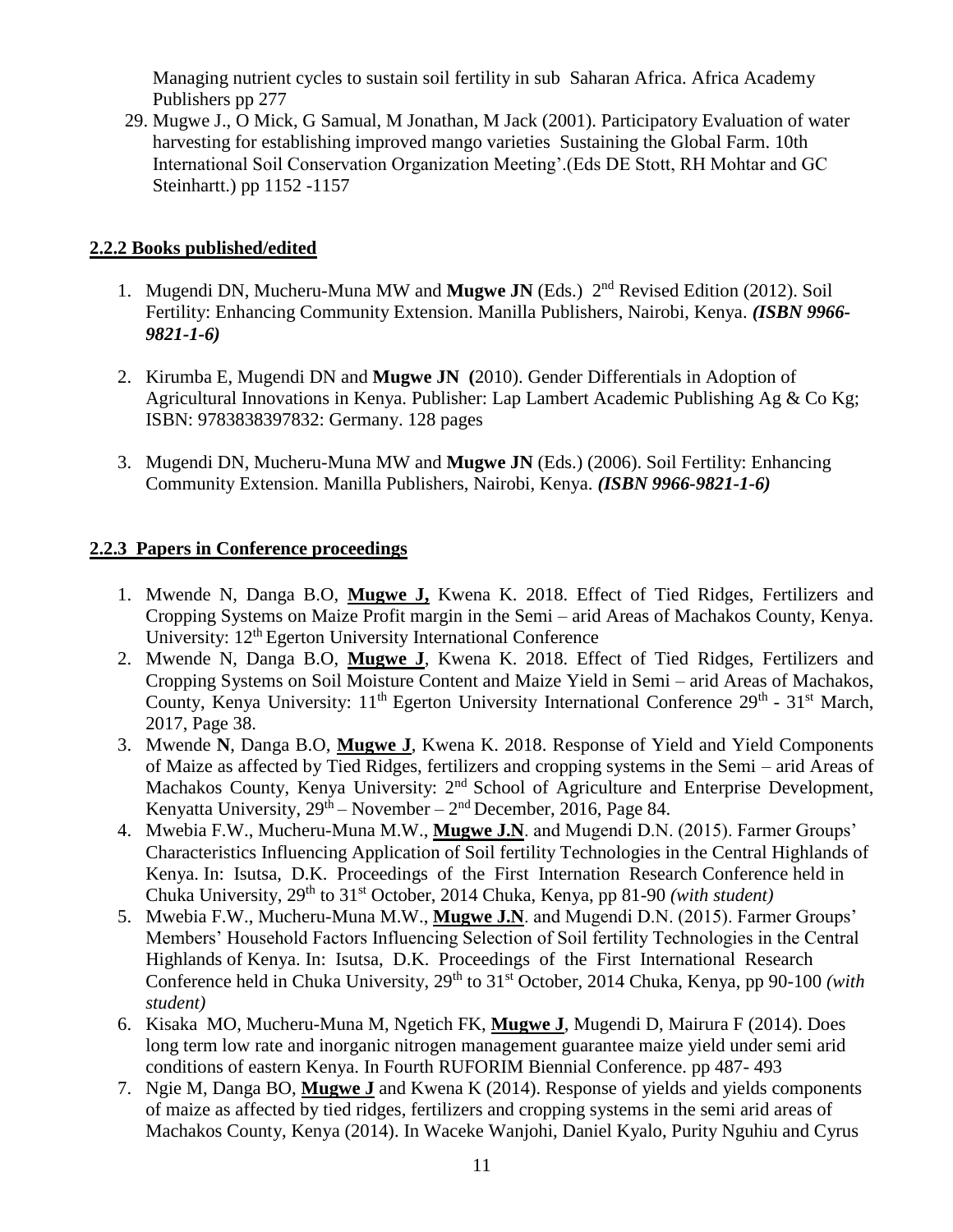Managing nutrient cycles to sustain soil fertility in sub Saharan Africa. Africa Academy Publishers pp 277

29. Mugwe J., O Mick, G Samual, M Jonathan, M Jack (2001). Participatory Evaluation of water harvesting for establishing improved mango varieties Sustaining the Global Farm. 10th International Soil Conservation Organization Meeting'.(Eds DE Stott, RH Mohtar and GC Steinhartt.) pp 1152 -1157

### 2.2.2 Books published/edited

1. Mugendi DN, Mucheru-Muna MW and **Mugwe JN** (Eds.) 2[nd] Revised Edition (2012). Soil Fertility: Enhancing Community Extension. Manilla Publishers, Nairobi, Kenya. ***(ISBN 9966-9821-1-6)***

2. Kirumba E, Mugendi DN and **Mugwe JN (**2010). Gender Differentials in Adoption of Agricultural Innovations in Kenya. Publisher: Lap Lambert Academic Publishing Ag & Co Kg; ISBN: 9783838397832: Germany. 128 pages

3. Mugendi DN, Mucheru-Muna MW and **Mugwe JN** (Eds.) (2006). Soil Fertility: Enhancing Community Extension. Manilla Publishers, Nairobi, Kenya. ***(ISBN 9966-9821-1-6)***

### 2.2.3 Papers in Conference proceedings

1. Mwende N, Danga B.O, **Mugwe J,** Kwena K. 2018. Effect of Tied Ridges, Fertilizers and Cropping Systems on Maize Profit margin in the Semi – arid Areas of Machakos County, Kenya. University: 12[th] Egerton University International Conference
2. Mwende N, Danga B.O, **Mugwe J**, Kwena K. 2018. Effect of Tied Ridges, Fertilizers and Cropping Systems on Soil Moisture Content and Maize Yield in Semi – arid Areas of Machakos, County, Kenya University: 11[th] Egerton University International Conference 29[th] - 31[st] March, 2017, Page 38.
3. Mwende **N**, Danga B.O, **Mugwe J**, Kwena K. 2018. Response of Yield and Yield Components of Maize as affected by Tied Ridges, fertilizers and cropping systems in the Semi – arid Areas of Machakos County, Kenya University: 2[nd] School of Agriculture and Enterprise Development, Kenyatta University, 29[th] – November – 2[nd] December, 2016, Page 84.
4. Mwebia F.W., Mucheru-Muna M.W., **Mugwe J.N**. and Mugendi D.N. (2015). Farmer Groups' Characteristics Influencing Application of Soil fertility Technologies in the Central Highlands of Kenya. In: Isutsa, D.K. Proceedings of the First Internation Research Conference held in Chuka University, 29[th] to 31[st] October, 2014 Chuka, Kenya, pp 81-90 *(with student)*
5. Mwebia F.W., Mucheru-Muna M.W., **Mugwe J.N**. and Mugendi D.N. (2015). Farmer Groups' Members' Household Factors Influencing Selection of Soil fertility Technologies in the Central Highlands of Kenya. In: Isutsa, D.K. Proceedings of the First International Research Conference held in Chuka University, 29[th] to 31[st] October, 2014 Chuka, Kenya, pp 90-100 *(with student)*
6. Kisaka MO, Mucheru-Muna M, Ngetich FK, **Mugwe J**, Mugendi D, Mairura F (2014). Does long term low rate and inorganic nitrogen management guarantee maize yield under semi arid conditions of eastern Kenya. In Fourth RUFORIM Biennial Conference. pp 487- 493
7. Ngie M, Danga BO, **Mugwe J** and Kwena K (2014). Response of yields and yields components of maize as affected by tied ridges, fertilizers and cropping systems in the semi arid areas of Machakos County, Kenya (2014). In Waceke Wanjohi, Daniel Kyalo, Purity Nguhiu and Cyrus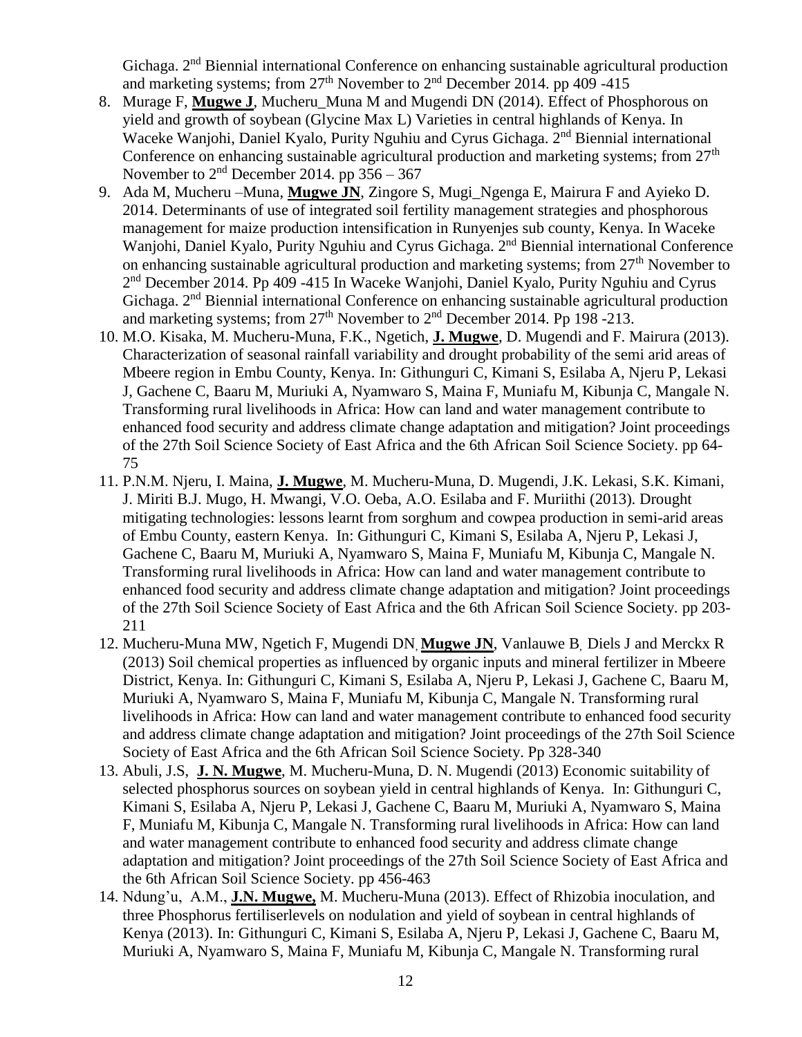Gichaga. 2nd Biennial international Conference on enhancing sustainable agricultural production and marketing systems; from 27th November to 2nd December 2014. pp 409 -415

8. Murage F, **Mugwe J**, Mucheru_Muna M and Mugendi DN (2014). Effect of Phosphorous on yield and growth of soybean (Glycine Max L) Varieties in central highlands of Kenya. In Waceke Wanjohi, Daniel Kyalo, Purity Nguhiu and Cyrus Gichaga. 2nd Biennial international Conference on enhancing sustainable agricultural production and marketing systems; from 27th November to 2nd December 2014. pp 356 – 367
9. Ada M, Mucheru –Muna, **Mugwe JN**, Zingore S, Mugi_Ngenga E, Mairura F and Ayieko D. 2014. Determinants of use of integrated soil fertility management strategies and phosphorous management for maize production intensification in Runyenjes sub county, Kenya. In Waceke Wanjohi, Daniel Kyalo, Purity Nguhiu and Cyrus Gichaga. 2nd Biennial international Conference on enhancing sustainable agricultural production and marketing systems; from 27th November to 2nd December 2014. Pp 409 -415 In Waceke Wanjohi, Daniel Kyalo, Purity Nguhiu and Cyrus Gichaga. 2nd Biennial international Conference on enhancing sustainable agricultural production and marketing systems; from 27th November to 2nd December 2014. Pp 198 -213.
10. M.O. Kisaka, M. Mucheru-Muna, F.K., Ngetich, **J. Mugwe**, D. Mugendi and F. Mairura (2013). Characterization of seasonal rainfall variability and drought probability of the semi arid areas of Mbeere region in Embu County, Kenya. In: Githunguri C, Kimani S, Esilaba A, Njeru P, Lekasi J, Gachene C, Baaru M, Muriuki A, Nyamwaro S, Maina F, Muniafu M, Kibunja C, Mangale N. Transforming rural livelihoods in Africa: How can land and water management contribute to enhanced food security and address climate change adaptation and mitigation? Joint proceedings of the 27th Soil Science Society of East Africa and the 6th African Soil Science Society. pp 64-75
11. P.N.M. Njeru, I. Maina, **J. Mugwe**, M. Mucheru-Muna, D. Mugendi, J.K. Lekasi, S.K. Kimani, J. Miriti B.J. Mugo, H. Mwangi, V.O. Oeba, A.O. Esilaba and F. Muriithi (2013). Drought mitigating technologies: lessons learnt from sorghum and cowpea production in semi-arid areas of Embu County, eastern Kenya. In: Githunguri C, Kimani S, Esilaba A, Njeru P, Lekasi J, Gachene C, Baaru M, Muriuki A, Nyamwaro S, Maina F, Muniafu M, Kibunja C, Mangale N. Transforming rural livelihoods in Africa: How can land and water management contribute to enhanced food security and address climate change adaptation and mitigation? Joint proceedings of the 27th Soil Science Society of East Africa and the 6th African Soil Science Society. pp 203-211
12. Mucheru-Muna MW, Ngetich F, Mugendi DN, **Mugwe JN**, Vanlauwe B, Diels J and Merckx R (2013) Soil chemical properties as influenced by organic inputs and mineral fertilizer in Mbeere District, Kenya. In: Githunguri C, Kimani S, Esilaba A, Njeru P, Lekasi J, Gachene C, Baaru M, Muriuki A, Nyamwaro S, Maina F, Muniafu M, Kibunja C, Mangale N. Transforming rural livelihoods in Africa: How can land and water management contribute to enhanced food security and address climate change adaptation and mitigation? Joint proceedings of the 27th Soil Science Society of East Africa and the 6th African Soil Science Society. Pp 328-340
13. Abuli, J.S, **J. N. Mugwe**, M. Mucheru-Muna, D. N. Mugendi (2013) Economic suitability of selected phosphorus sources on soybean yield in central highlands of Kenya. In: Githunguri C, Kimani S, Esilaba A, Njeru P, Lekasi J, Gachene C, Baaru M, Muriuki A, Nyamwaro S, Maina F, Muniafu M, Kibunja C, Mangale N. Transforming rural livelihoods in Africa: How can land and water management contribute to enhanced food security and address climate change adaptation and mitigation? Joint proceedings of the 27th Soil Science Society of East Africa and the 6th African Soil Science Society. pp 456-463
14. Ndung'u, A.M., **J.N. Mugwe,** M. Mucheru-Muna (2013). Effect of Rhizobia inoculation, and three Phosphorus fertiliserlevels on nodulation and yield of soybean in central highlands of Kenya (2013). In: Githunguri C, Kimani S, Esilaba A, Njeru P, Lekasi J, Gachene C, Baaru M, Muriuki A, Nyamwaro S, Maina F, Muniafu M, Kibunja C, Mangale N. Transforming rural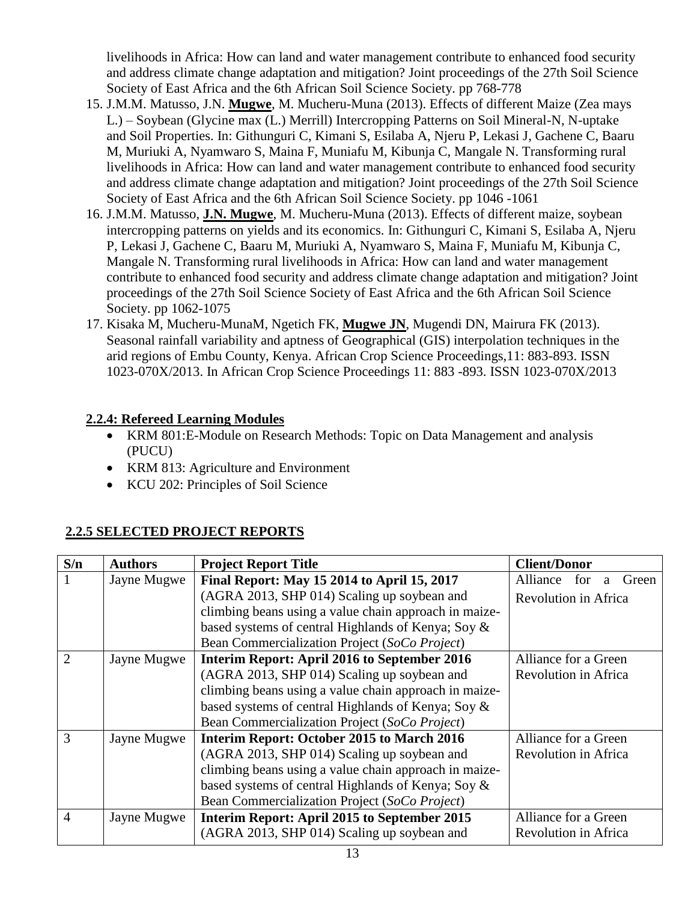livelihoods in Africa: How can land and water management contribute to enhanced food security and address climate change adaptation and mitigation? Joint proceedings of the 27th Soil Science Society of East Africa and the 6th African Soil Science Society. pp 768-778

15. J.M.M. Matusso, J.N. **Mugwe**, M. Mucheru-Muna (2013). Effects of different Maize (Zea mays L.) – Soybean (Glycine max (L.) Merrill) Intercropping Patterns on Soil Mineral-N, N-uptake and Soil Properties. In: Githunguri C, Kimani S, Esilaba A, Njeru P, Lekasi J, Gachene C, Baaru M, Muriuki A, Nyamwaro S, Maina F, Muniafu M, Kibunja C, Mangale N. Transforming rural livelihoods in Africa: How can land and water management contribute to enhanced food security and address climate change adaptation and mitigation? Joint proceedings of the 27th Soil Science Society of East Africa and the 6th African Soil Science Society. pp 1046 -1061
16. J.M.M. Matusso, **J.N. Mugwe**, M. Mucheru-Muna (2013). Effects of different maize, soybean intercropping patterns on yields and its economics. In: Githunguri C, Kimani S, Esilaba A, Njeru P, Lekasi J, Gachene C, Baaru M, Muriuki A, Nyamwaro S, Maina F, Muniafu M, Kibunja C, Mangale N. Transforming rural livelihoods in Africa: How can land and water management contribute to enhanced food security and address climate change adaptation and mitigation? Joint proceedings of the 27th Soil Science Society of East Africa and the 6th African Soil Science Society. pp 1062-1075
17. Kisaka M, Mucheru-MunaM, Ngetich FK, **Mugwe JN**, Mugendi DN, Mairura FK (2013). Seasonal rainfall variability and aptness of Geographical (GIS) interpolation techniques in the arid regions of Embu County, Kenya. African Crop Science Proceedings,11: 883-893. ISSN 1023-070X/2013. In African Crop Science Proceedings 11: 883 -893. ISSN 1023-070X/2013

## 2.2.4: Refereed Learning Modules

- KRM 801:E-Module on Research Methods: Topic on Data Management and analysis (PUCU)
- KRM 813: Agriculture and Environment
- KCU 202: Principles of Soil Science

## 2.2.5 SELECTED PROJECT REPORTS

| S/n | Authors | Project Report Title | Client/Donor |
|---|---|---|---|
| 1 | Jayne Mugwe | **Final Report: May 15 2014 to April 15, 2017** (AGRA 2013, SHP 014) Scaling up soybean and climbing beans using a value chain approach in maize-based systems of central Highlands of Kenya; Soy & Bean Commercialization Project (*SoCo Project*) | Alliance for a Green Revolution in Africa |
| 2 | Jayne Mugwe | **Interim Report: April 2016 to September 2016** (AGRA 2013, SHP 014) Scaling up soybean and climbing beans using a value chain approach in maize-based systems of central Highlands of Kenya; Soy & Bean Commercialization Project (*SoCo Project*) | Alliance for a Green Revolution in Africa |
| 3 | Jayne Mugwe | **Interim Report: October 2015 to March 2016** (AGRA 2013, SHP 014) Scaling up soybean and climbing beans using a value chain approach in maize-based systems of central Highlands of Kenya; Soy & Bean Commercialization Project (*SoCo Project*) | Alliance for a Green Revolution in Africa |
| 4 | Jayne Mugwe | **Interim Report: April 2015 to September 2015** (AGRA 2013, SHP 014) Scaling up soybean and | Alliance for a Green Revolution in Africa |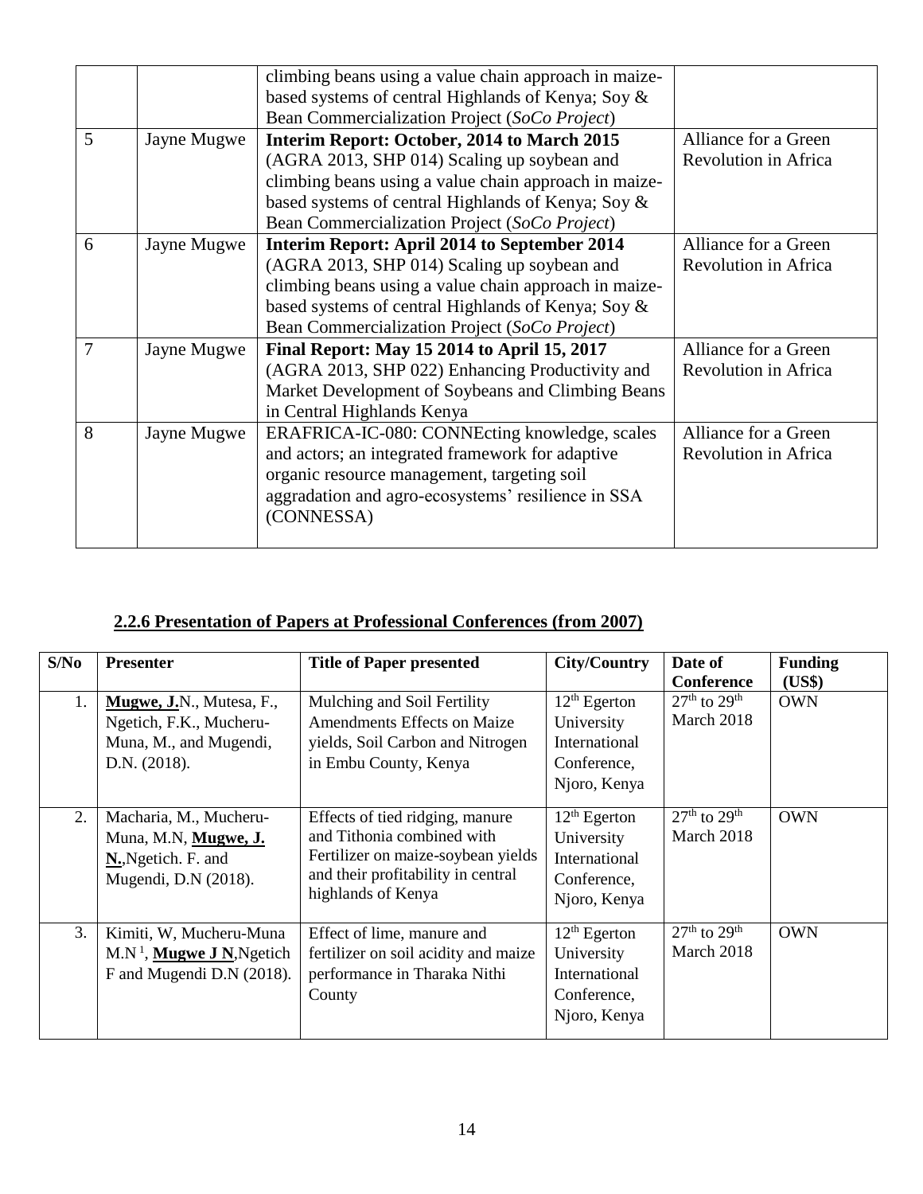| | | climbing beans using a value chain approach in maize-based systems of central Highlands of Kenya; Soy & Bean Commercialization Project (*SoCo Project*) | |
|---|---|---|---|
| 5 | Jayne Mugwe | **Interim Report: October, 2014 to March 2015** (AGRA 2013, SHP 014) Scaling up soybean and climbing beans using a value chain approach in maize-based systems of central Highlands of Kenya; Soy & Bean Commercialization Project (*SoCo Project*) | Alliance for a Green Revolution in Africa |
| 6 | Jayne Mugwe | **Interim Report: April 2014 to September 2014** (AGRA 2013, SHP 014) Scaling up soybean and climbing beans using a value chain approach in maize-based systems of central Highlands of Kenya; Soy & Bean Commercialization Project (*SoCo Project*) | Alliance for a Green Revolution in Africa |
| 7 | Jayne Mugwe | **Final Report: May 15 2014 to April 15, 2017** (AGRA 2013, SHP 022) Enhancing Productivity and Market Development of Soybeans and Climbing Beans in Central Highlands Kenya | Alliance for a Green Revolution in Africa |
| 8 | Jayne Mugwe | ERAFRICA-IC-080: CONNEcting knowledge, scales and actors; an integrated framework for adaptive organic resource management, targeting soil aggradation and agro-ecosystems' resilience in SSA (CONNESSA) | Alliance for a Green Revolution in Africa |

### 2.2.6 Presentation of Papers at Professional Conferences (from 2007)

| S/No | Presenter | Title of Paper presented | City/Country | Date of Conference | Funding (US$) |
|---|---|---|---|---|---|
| 1. | **Mugwe, J.**N., Mutesa, F., Ngetich, F.K., Mucheru-Muna, M., and Mugendi, D.N. (2018). | Mulching and Soil Fertility Amendments Effects on Maize yields, Soil Carbon and Nitrogen in Embu County, Kenya | 12th Egerton University International Conference, Njoro, Kenya | 27th to 29th March 2018 | OWN |
| 2. | Macharia, M., Mucheru-Muna, M.N, **Mugwe, J. N.**,Ngetich. F. and Mugendi, D.N (2018). | Effects of tied ridging, manure and Tithonia combined with Fertilizer on maize-soybean yields and their profitability in central highlands of Kenya | 12th Egerton University International Conference, Njoro, Kenya | 27th to 29th March 2018 | OWN |
| 3. | Kimiti, W, Mucheru-Muna M.N [1], **Mugwe J N**,Ngetich F and Mugendi D.N (2018). | Effect of lime, manure and fertilizer on soil acidity and maize performance in Tharaka Nithi County | 12th Egerton University International Conference, Njoro, Kenya | 27th to 29th March 2018 | OWN |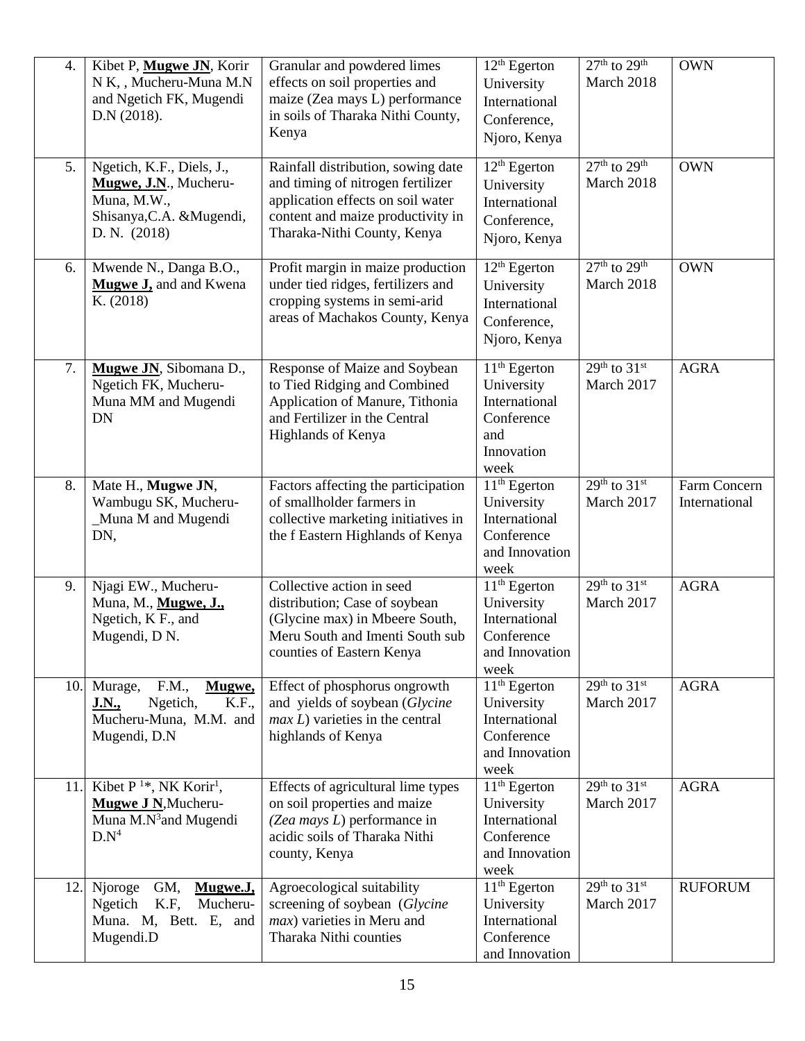| 4. | Kibet P, **Mugwe JN**, Korir N K, , Mucheru-Muna M.N and Ngetich FK, Mugendi D.N (2018). | Granular and powdered limes effects on soil properties and maize (Zea mays L) performance in soils of Tharaka Nithi County, Kenya | 12th Egerton University International Conference, Njoro, Kenya | 27th to 29th March 2018 | OWN |
|---|---|---|---|---|---|
| 5. | Ngetich, K.F., Diels, J., **Mugwe, J.N**., Mucheru-Muna, M.W., Shisanya,C.A. &Mugendi, D. N. (2018) | Rainfall distribution, sowing date and timing of nitrogen fertilizer application effects on soil water content and maize productivity in Tharaka-Nithi County, Kenya | 12th Egerton University International Conference, Njoro, Kenya | 27th to 29th March 2018 | OWN |
| 6. | Mwende N., Danga B.O., **Mugwe J,** and and Kwena K. (2018) | Profit margin in maize production under tied ridges, fertilizers and cropping systems in semi-arid areas of Machakos County, Kenya | 12th Egerton University International Conference, Njoro, Kenya | 27th to 29th March 2018 | OWN |
| 7. | **Mugwe JN**, Sibomana D., Ngetich FK, Mucheru-Muna MM and Mugendi DN | Response of Maize and Soybean to Tied Ridging and Combined Application of Manure, Tithonia and Fertilizer in the Central Highlands of Kenya | 11th Egerton University International Conference and Innovation week | 29th to 31st March 2017 | AGRA |
| 8. | Mate H., **Mugwe JN**, Wambugu SK, Mucheru-_Muna M and Mugendi DN, | Factors affecting the participation of smallholder farmers in collective marketing initiatives in the f Eastern Highlands of Kenya | 11th Egerton University International Conference and Innovation week | 29th to 31st March 2017 | Farm Concern International |
| 9. | Njagi EW., Mucheru-Muna, M., **Mugwe, J.,** Ngetich, K F., and Mugendi, D N. | Collective action in seed distribution; Case of soybean (Glycine max) in Mbeere South, Meru South and Imenti South sub counties of Eastern Kenya | 11th Egerton University International Conference and Innovation week | 29th to 31st March 2017 | AGRA |
| 10. | Murage, F.M., **Mugwe, J.N.,** Ngetich, K.F., Mucheru-Muna, M.M. and Mugendi, D.N | Effect of phosphorus ongrowth and yields of soybean (*Glycine max L*) varieties in the central highlands of Kenya | 11th Egerton University International Conference and Innovation week | 29th to 31st March 2017 | AGRA |
| 11. | Kibet P [1]*, NK Korir[1], **Mugwe J N**,Mucheru-Muna M.N[3]and Mugendi D.N[4] | Effects of agricultural lime types on soil properties and maize (*Zea mays L*) performance in acidic soils of Tharaka Nithi county, Kenya | 11th Egerton University International Conference and Innovation week | 29th to 31st March 2017 | AGRA |
| 12. | Njoroge GM, **Mugwe.J,** Ngetich K.F, Mucheru-Muna. M, Bett. E, and Mugendi.D | Agroecological suitability screening of soybean (*Glycine max*) varieties in Meru and Tharaka Nithi counties | 11th Egerton University International Conference and Innovation | 29th to 31st March 2017 | RUFORUM |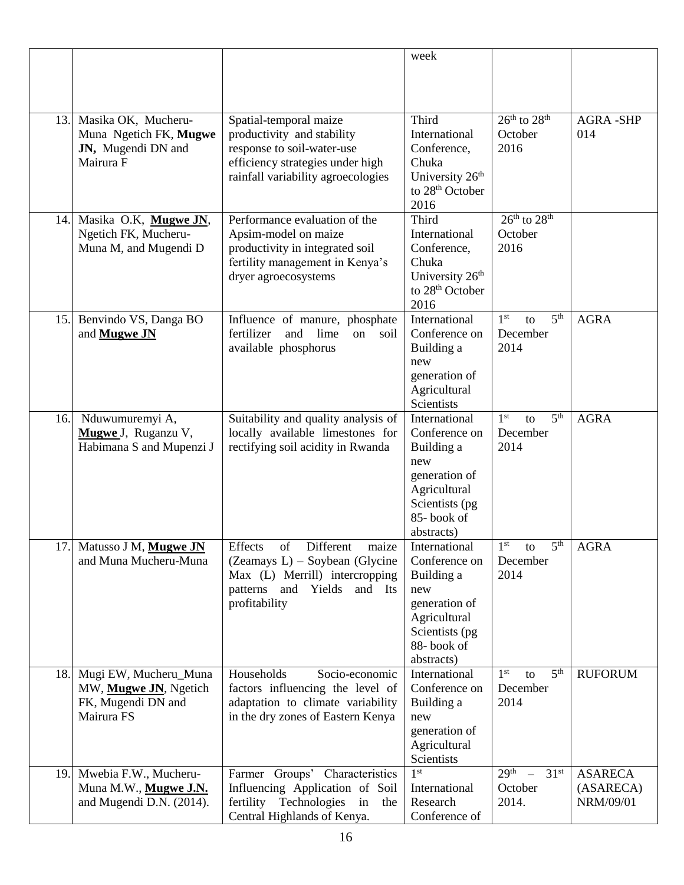| | | | week | | |
|---|---|---|---|---|---|
| 13. | Masika OK, Mucheru-Muna Ngetich FK, **Mugwe JN,** Mugendi DN and Mairura F | Spatial-temporal maize productivity and stability response to soil-water-use efficiency strategies under high rainfall variability agroecologies | Third International Conference, Chuka University 26th to 28th October 2016 | 26th to 28th October 2016 | AGRA -SHP 014 |
| 14. | Masika O.K, **Mugwe JN**, Ngetich FK, Mucheru-Muna M, and Mugendi D | Performance evaluation of the Apsim-model on maize productivity in integrated soil fertility management in Kenya's dryer agroecosystems | Third International Conference, Chuka University 26th to 28th October 2016 | 26th to 28th October 2016 | |
| 15. | Benvindo VS, Danga BO and **Mugwe JN** | Influence of manure, phosphate fertilizer and lime on soil available phosphorus | International Conference on Building a new generation of Agricultural Scientists | 1st to 5th December 2014 | AGRA |
| 16. | Nduwumuremyi A, **Mugwe** J, Ruganzu V, Habimana S and Mupenzi J | Suitability and quality analysis of locally available limestones for rectifying soil acidity in Rwanda | International Conference on Building a new generation of Agricultural Scientists (pg 85- book of abstracts) | 1st to 5th December 2014 | AGRA |
| 17. | Matusso J M, **Mugwe JN** and Muna Mucheru-Muna | Effects of Different maize (Zeamays L) – Soybean (Glycine Max (L) Merrill) intercropping patterns and Yields and Its profitability | International Conference on Building a new generation of Agricultural Scientists (pg 88- book of abstracts) | 1st to 5th December 2014 | AGRA |
| 18. | Mugi EW, Mucheru_Muna MW, **Mugwe JN**, Ngetich FK, Mugendi DN and Mairura FS | Households Socio-economic factors influencing the level of adaptation to climate variability in the dry zones of Eastern Kenya | International Conference on Building a new generation of Agricultural Scientists | 1st to 5th December 2014 | RUFORUM |
| 19. | Mwebia F.W., Mucheru-Muna M.W., **Mugwe J.N.** and Mugendi D.N. (2014). | Farmer Groups' Characteristics Influencing Application of Soil fertility Technologies in the Central Highlands of Kenya. | 1st International Research Conference of | 29th – 31st October 2014. | ASARECA (ASARECA) NRM/09/01 |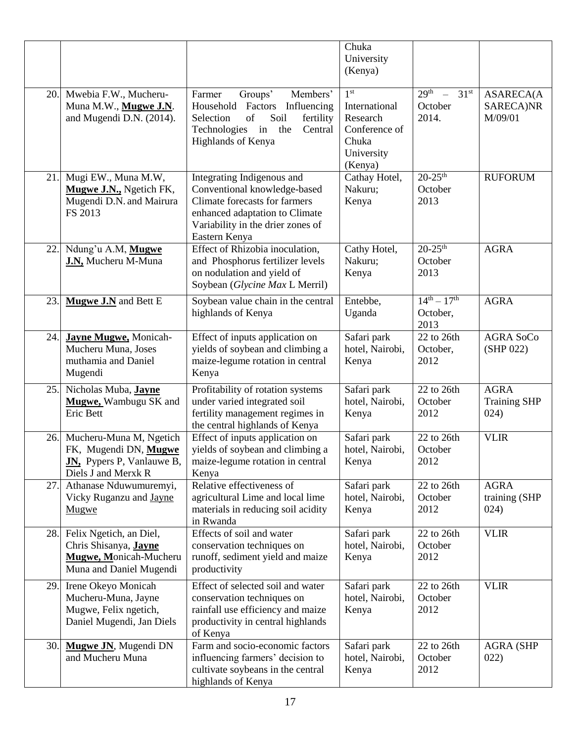|  |  |  | Chuka University (Kenya) |  |  |
|---|---|---|---|---|---|
| 20. | Mwebia F.W., Mucheru-Muna M.W., **Mugwe J.N**. and Mugendi D.N. (2014). | Farmer Groups' Members' Household Factors Influencing Selection of Soil fertility Technologies in the Central Highlands of Kenya | 1st International Research Conference of Chuka University (Kenya) | 29th – 31st October 2014. | ASARECA(ASARECA)NRM/09/01 |
| 21. | Mugi EW., Muna M.W, **Mugwe J.N.,** Ngetich FK, Mugendi D.N. and Mairura FS 2013 | Integrating Indigenous and Conventional knowledge-based Climate forecasts for farmers enhanced adaptation to Climate Variability in the drier zones of Eastern Kenya | Cathay Hotel, Nakuru; Kenya | 20-25th October 2013 | RUFORUM |
| 22. | Ndung'u A.M, **Mugwe J.N,** Mucheru M-Muna | Effect of Rhizobia inoculation, and Phosphorus fertilizer levels on nodulation and yield of Soybean (*Glycine Max* L Merril) | Cathy Hotel, Nakuru; Kenya | 20-25th October 2013 | AGRA |
| 23. | **Mugwe J.N** and Bett E | Soybean value chain in the central highlands of Kenya | Entebbe, Uganda | 14th – 17th October, 2013 | AGRA |
| 24. | **Jayne Mugwe,** Monicah-Mucheru Muna, Joses muthamia and Daniel Mugendi | Effect of inputs application on yields of soybean and climbing a maize-legume rotation in central Kenya | Safari park hotel, Nairobi, Kenya | 22 to 26th October, 2012 | AGRA SoCo (SHP 022) |
| 25. | Nicholas Muba, **Jayne Mugwe,** Wambugu SK and Eric Bett | Profitability of rotation systems under varied integrated soil fertility management regimes in the central highlands of Kenya | Safari park hotel, Nairobi, Kenya | 22 to 26th October 2012 | AGRA Training SHP 024) |
| 26. | Mucheru-Muna M, Ngetich FK, Mugendi DN, **Mugwe JN,** Pypers P, Vanlauwe B, Diels J and Merxk R | Effect of inputs application on yields of soybean and climbing a maize-legume rotation in central Kenya | Safari park hotel, Nairobi, Kenya | 22 to 26th October 2012 | VLIR |
| 27. | Athanase Nduwumuremyi, Vicky Ruganzu and Jayne Mugwe | Relative effectiveness of agricultural Lime and local lime materials in reducing soil acidity in Rwanda | Safari park hotel, Nairobi, Kenya | 22 to 26th October 2012 | AGRA training (SHP 024) |
| 28. | Felix Ngetich, an Diel, Chris Shisanya, **Jayne Mugwe, M**onicah-Mucheru Muna and Daniel Mugendi | Effects of soil and water conservation techniques on runoff, sediment yield and maize productivity | Safari park hotel, Nairobi, Kenya | 22 to 26th October 2012 | VLIR |
| 29. | Irene Okeyo Monicah Mucheru-Muna, Jayne Mugwe, Felix ngetich, Daniel Mugendi, Jan Diels | Effect of selected soil and water conservation techniques on rainfall use efficiency and maize productivity in central highlands of Kenya | Safari park hotel, Nairobi, Kenya | 22 to 26th October 2012 | VLIR |
| 30. | **Mugwe JN**, Mugendi DN and Mucheru Muna | Farm and socio-economic factors influencing farmers' decision to cultivate soybeans in the central highlands of Kenya | Safari park hotel, Nairobi, Kenya | 22 to 26th October 2012 | AGRA (SHP 022) |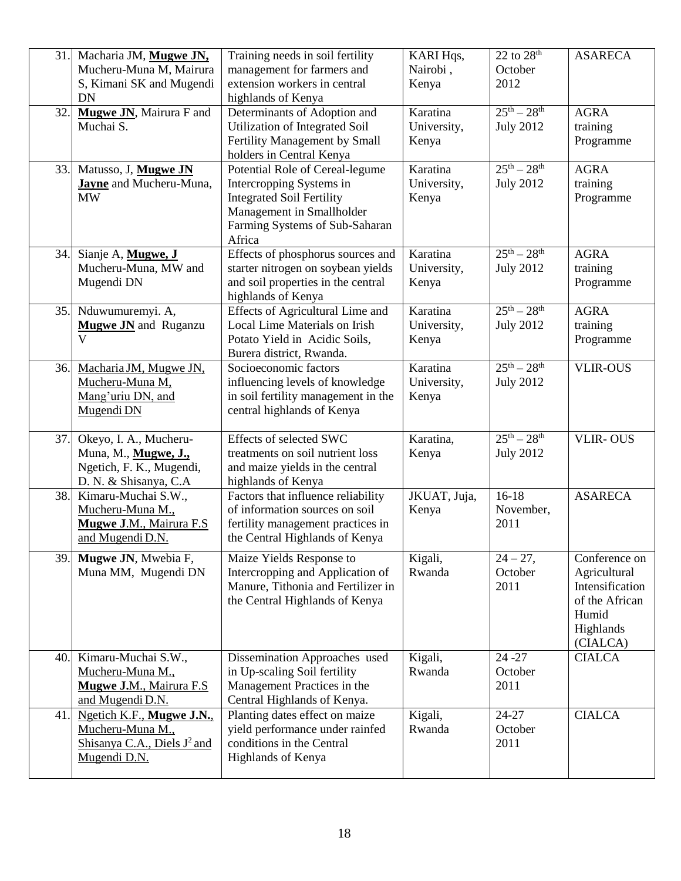| 31. | Macharia JM, **Mugwe JN,** Mucheru-Muna M, Mairura S, Kimani SK and Mugendi DN | Training needs in soil fertility management for farmers and extension workers in central highlands of Kenya | KARI Hqs, Nairobi , Kenya | 22 to 28th October 2012 | ASARECA |
|---|---|---|---|---|---|
| 32. | **Mugwe JN**, Mairura F and Muchai S. | Determinants of Adoption and Utilization of Integrated Soil Fertility Management by Small holders in Central Kenya | Karatina University, Kenya | 25th – 28th July 2012 | AGRA training Programme |
| 33. | Matusso, J, **Mugwe JN Jayne** and Mucheru-Muna, MW | Potential Role of Cereal-legume Intercropping Systems in Integrated Soil Fertility Management in Smallholder Farming Systems of Sub-Saharan Africa | Karatina University, Kenya | 25th – 28th July 2012 | AGRA training Programme |
| 34. | Sianje A, **Mugwe, J** Mucheru-Muna, MW and Mugendi DN | Effects of phosphorus sources and starter nitrogen on soybean yields and soil properties in the central highlands of Kenya | Karatina University, Kenya | 25th – 28th July 2012 | AGRA training Programme |
| 35. | Nduwumuremyi. A, **Mugwe JN** and Ruganzu V | Effects of Agricultural Lime and Local Lime Materials on Irish Potato Yield in Acidic Soils, Burera district, Rwanda. | Karatina University, Kenya | 25th – 28th July 2012 | AGRA training Programme |
| 36. | Macharia JM, Mugwe JN, Mucheru-Muna M, Mang'uriu DN, and Mugendi DN | Socioeconomic factors influencing levels of knowledge in soil fertility management in the central highlands of Kenya | Karatina University, Kenya | 25th – 28th July 2012 | VLIR-OUS |
| 37. | Okeyo, I. A., Mucheru-Muna, M., **Mugwe, J.,** Ngetich, F. K., Mugendi, D. N. & Shisanya, C.A | Effects of selected SWC treatments on soil nutrient loss and maize yields in the central highlands of Kenya | Karatina, Kenya | 25th – 28th July 2012 | VLIR- OUS |
| 38. | Kimaru-Muchai S.W., Mucheru-Muna M., **Mugwe J**.M., Mairura F.S and Mugendi D.N. | Factors that influence reliability of information sources on soil fertility management practices in the Central Highlands of Kenya | JKUAT, Juja, Kenya | 16-18 November, 2011 | ASARECA |
| 39. | **Mugwe JN**, Mwebia F, Muna MM, Mugendi DN | Maize Yields Response to Intercropping and Application of Manure, Tithonia and Fertilizer in the Central Highlands of Kenya | Kigali, Rwanda | 24 – 27, October 2011 | Conference on Agricultural Intensification of the African Humid Highlands (CIALCA) |
| 40. | Kimaru-Muchai S.W., Mucheru-Muna M., **Mugwe J.**M., Mairura F.S and Mugendi D.N. | Dissemination Approaches used in Up-scaling Soil fertility Management Practices in the Central Highlands of Kenya. | Kigali, Rwanda | 24 -27 October 2011 | CIALCA |
| 41. | Ngetich K.F., **Mugwe J.N.**, Mucheru-Muna M., Shisanya C.A., Diels J[2] and Mugendi D.N. | Planting dates effect on maize yield performance under rainfed conditions in the Central Highlands of Kenya | Kigali, Rwanda | 24-27 October 2011 | CIALCA |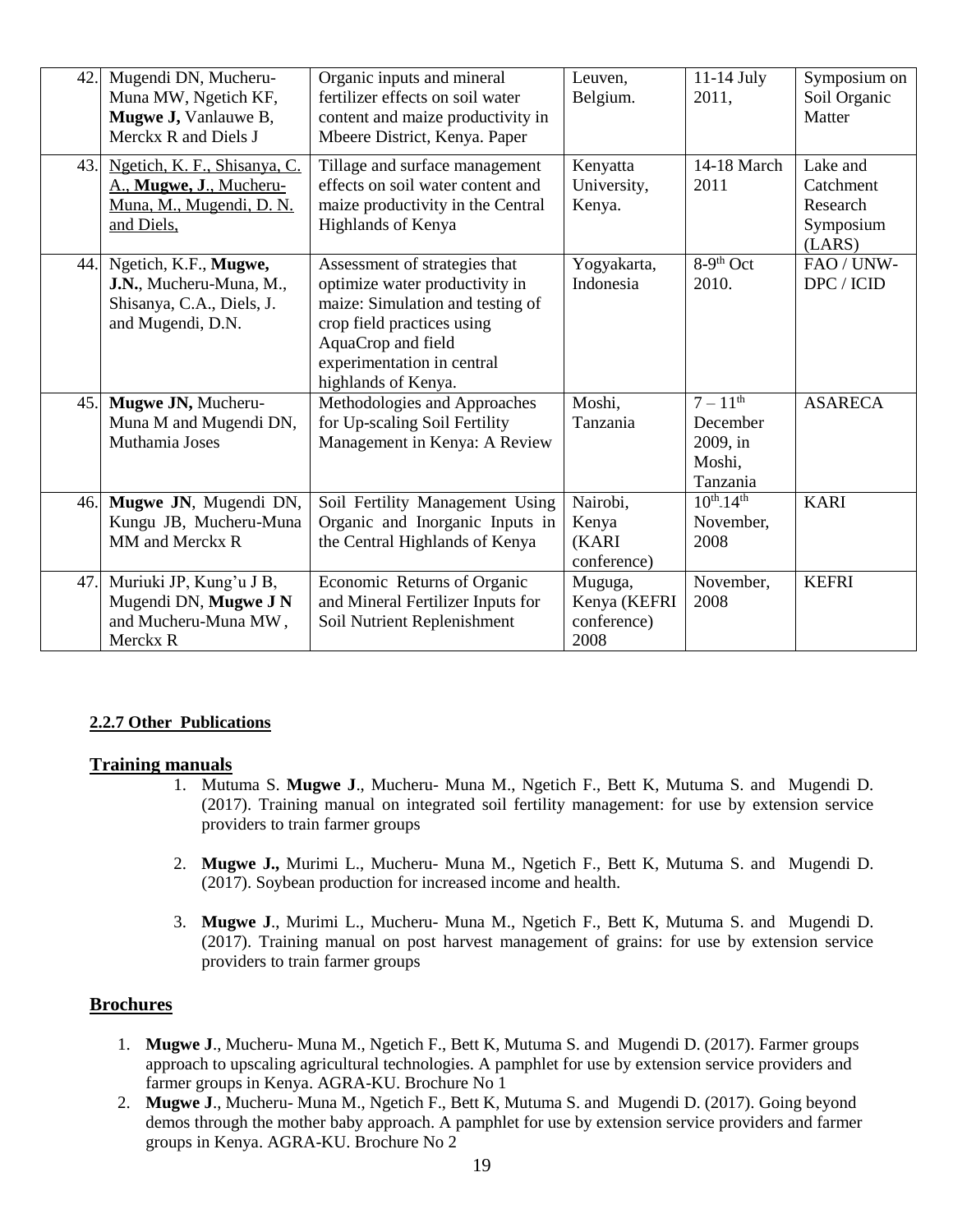| 42. | Mugendi DN, Mucheru-Muna MW, Ngetich KF, **Mugwe J,** Vanlauwe B, Merckx R and Diels J | Organic inputs and mineral fertilizer effects on soil water content and maize productivity in Mbeere District, Kenya. Paper | Leuven, Belgium. | 11-14 July 2011, | Symposium on Soil Organic Matter |
|---|---|---|---|---|---|
| 43. | Ngetich, K. F., Shisanya, C. A., **Mugwe, J**., Mucheru-Muna, M., Mugendi, D. N. and Diels, | Tillage and surface management effects on soil water content and maize productivity in the Central Highlands of Kenya | Kenyatta University, Kenya. | 14-18 March 2011 | Lake and Catchment Research Symposium (LARS) |
| 44. | Ngetich, K.F., **Mugwe, J.N.**, Mucheru-Muna, M., Shisanya, C.A., Diels, J. and Mugendi, D.N. | Assessment of strategies that optimize water productivity in maize: Simulation and testing of crop field practices using AquaCrop and field experimentation in central highlands of Kenya. | Yogyakarta, Indonesia | 8-9th Oct 2010. | FAO / UNW-DPC / ICID |
| 45. | **Mugwe JN,** Mucheru-Muna M and Mugendi DN, Muthamia Joses | Methodologies and Approaches for Up-scaling Soil Fertility Management in Kenya: A Review | Moshi, Tanzania | 7 – 11th December 2009, in Moshi, Tanzania | ASARECA |
| 46. | **Mugwe JN**, Mugendi DN, Kungu JB, Mucheru-Muna MM and Merckx R | Soil Fertility Management Using Organic and Inorganic Inputs in the Central Highlands of Kenya | Nairobi, Kenya (KARI conference) | 10th-14th November, 2008 | KARI |
| 47. | Muriuki JP, Kung'u J B, Mugendi DN, **Mugwe J N** and Mucheru-Muna MW, Merckx R | Economic Returns of Organic and Mineral Fertilizer Inputs for Soil Nutrient Replenishment | Muguga, Kenya (KEFRI conference) 2008 | November, 2008 | KEFRI |

**2.2.7 Other Publications**

## Training manuals

1. Mutuma S. **Mugwe J**., Mucheru- Muna M., Ngetich F., Bett K, Mutuma S. and Mugendi D. (2017). Training manual on integrated soil fertility management: for use by extension service providers to train farmer groups

2. **Mugwe J.,** Murimi L., Mucheru- Muna M., Ngetich F., Bett K, Mutuma S. and Mugendi D. (2017). Soybean production for increased income and health.

3. **Mugwe J**., Murimi L., Mucheru- Muna M., Ngetich F., Bett K, Mutuma S. and Mugendi D. (2017). Training manual on post harvest management of grains: for use by extension service providers to train farmer groups

## Brochures

1. **Mugwe J**., Mucheru- Muna M., Ngetich F., Bett K, Mutuma S. and Mugendi D. (2017). Farmer groups approach to upscaling agricultural technologies. A pamphlet for use by extension service providers and farmer groups in Kenya. AGRA-KU. Brochure No 1
2. **Mugwe J**., Mucheru- Muna M., Ngetich F., Bett K, Mutuma S. and Mugendi D. (2017). Going beyond demos through the mother baby approach. A pamphlet for use by extension service providers and farmer groups in Kenya. AGRA-KU. Brochure No 2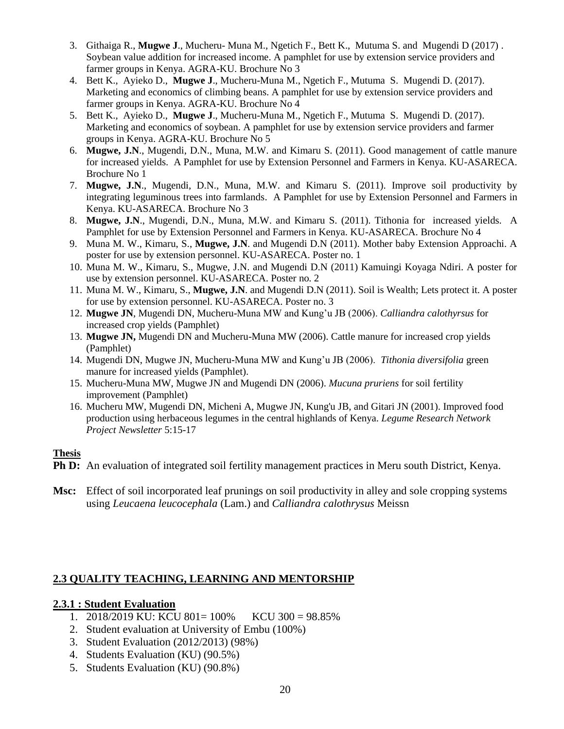3. Githaiga R., **Mugwe J**., Mucheru- Muna M., Ngetich F., Bett K., Mutuma S. and Mugendi D (2017) . Soybean value addition for increased income. A pamphlet for use by extension service providers and farmer groups in Kenya. AGRA-KU. Brochure No 3
4. Bett K., Ayieko D., **Mugwe J**., Mucheru-Muna M., Ngetich F., Mutuma S. Mugendi D. (2017). Marketing and economics of climbing beans. A pamphlet for use by extension service providers and farmer groups in Kenya. AGRA-KU. Brochure No 4
5. Bett K., Ayieko D., **Mugwe J**., Mucheru-Muna M., Ngetich F., Mutuma S. Mugendi D. (2017). Marketing and economics of soybean. A pamphlet for use by extension service providers and farmer groups in Kenya. AGRA-KU. Brochure No 5
6. **Mugwe, J.N**., Mugendi, D.N., Muna, M.W. and Kimaru S. (2011). Good management of cattle manure for increased yields. A Pamphlet for use by Extension Personnel and Farmers in Kenya. KU-ASARECA. Brochure No 1
7. **Mugwe, J.N**., Mugendi, D.N., Muna, M.W. and Kimaru S. (2011). Improve soil productivity by integrating leguminous trees into farmlands. A Pamphlet for use by Extension Personnel and Farmers in Kenya. KU-ASARECA. Brochure No 3
8. **Mugwe, J.N**., Mugendi, D.N., Muna, M.W. and Kimaru S. (2011). Tithonia for increased yields. A Pamphlet for use by Extension Personnel and Farmers in Kenya. KU-ASARECA. Brochure No 4
9. Muna M. W., Kimaru, S., **Mugwe, J.N**. and Mugendi D.N (2011). Mother baby Extension Approachi. A poster for use by extension personnel. KU-ASARECA. Poster no. 1
10. Muna M. W., Kimaru, S., Mugwe, J.N. and Mugendi D.N (2011) Kamuingi Koyaga Ndiri. A poster for use by extension personnel. KU-ASARECA. Poster no. 2
11. Muna M. W., Kimaru, S., **Mugwe, J.N**. and Mugendi D.N (2011). Soil is Wealth; Lets protect it. A poster for use by extension personnel. KU-ASARECA. Poster no. 3
12. **Mugwe JN**, Mugendi DN, Mucheru-Muna MW and Kung'u JB (2006). *Calliandra calothyrsus* for increased crop yields (Pamphlet)
13. **Mugwe JN,** Mugendi DN and Mucheru-Muna MW (2006). Cattle manure for increased crop yields (Pamphlet)
14. Mugendi DN, Mugwe JN, Mucheru-Muna MW and Kung'u JB (2006). *Tithonia diversifolia* green manure for increased yields (Pamphlet).
15. Mucheru-Muna MW, Mugwe JN and Mugendi DN (2006). *Mucuna pruriens* for soil fertility improvement (Pamphlet)
16. Mucheru MW, Mugendi DN, Micheni A, Mugwe JN, Kung'u JB, and Gitari JN (2001). Improved food production using herbaceous legumes in the central highlands of Kenya. *Legume Research Network Project Newsletter* 5:15-17

**Thesis**

**Ph D:** An evaluation of integrated soil fertility management practices in Meru south District, Kenya.

**Msc:** Effect of soil incorporated leaf prunings on soil productivity in alley and sole cropping systems using *Leucaena leucocephala* (Lam.) and *Calliandra calothrysus* Meissn

## 2.3 QUALITY TEACHING, LEARNING AND MENTORSHIP

### 2.3.1 : Student Evaluation

1. 2018/2019 KU: KCU 801= 100% KCU 300 = 98.85%
2. Student evaluation at University of Embu (100%)
3. Student Evaluation (2012/2013) (98%)
4. Students Evaluation (KU) (90.5%)
5. Students Evaluation (KU) (90.8%)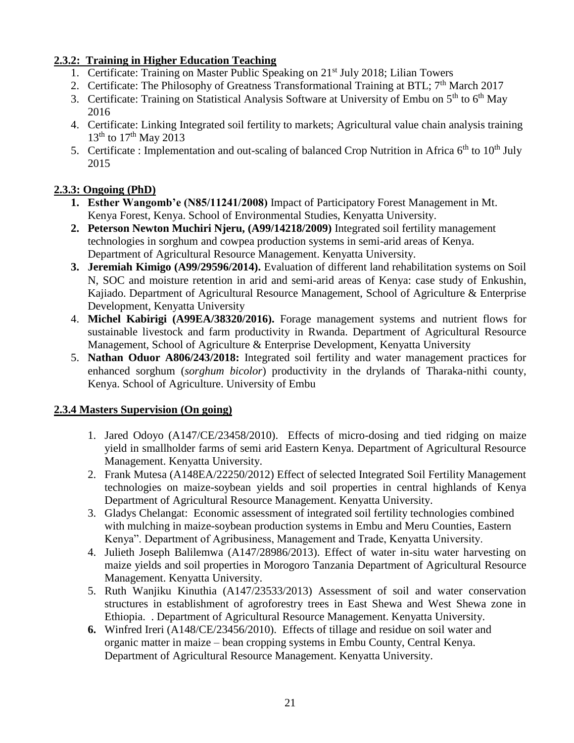### **2.3.2: Training in Higher Education Teaching**

1. Certificate: Training on Master Public Speaking on 21st July 2018; Lilian Towers
2. Certificate: The Philosophy of Greatness Transformational Training at BTL; 7th March 2017
3. Certificate: Training on Statistical Analysis Software at University of Embu on 5th to 6th May 2016
4. Certificate: Linking Integrated soil fertility to markets; Agricultural value chain analysis training 13th to 17th May 2013
5. Certificate : Implementation and out-scaling of balanced Crop Nutrition in Africa 6th to 10th July 2015

### **2.3.3: Ongoing (PhD)**

1. **Esther Wangomb'e (N85/11241/2008)** Impact of Participatory Forest Management in Mt. Kenya Forest, Kenya. School of Environmental Studies, Kenyatta University.
2. **Peterson Newton Muchiri Njeru, (A99/14218/2009)** Integrated soil fertility management technologies in sorghum and cowpea production systems in semi-arid areas of Kenya. Department of Agricultural Resource Management. Kenyatta University.
3. **Jeremiah Kimigo (A99/29596/2014).** Evaluation of different land rehabilitation systems on Soil N, SOC and moisture retention in arid and semi-arid areas of Kenya: case study of Enkushin, Kajiado. Department of Agricultural Resource Management, School of Agriculture & Enterprise Development, Kenyatta University
4. **Michel Kabirigi (A99EA/38320/2016).** Forage management systems and nutrient flows for sustainable livestock and farm productivity in Rwanda. Department of Agricultural Resource Management, School of Agriculture & Enterprise Development, Kenyatta University
5. **Nathan Oduor A806/243/2018:** Integrated soil fertility and water management practices for enhanced sorghum (*sorghum bicolor*) productivity in the drylands of Tharaka-nithi county, Kenya. School of Agriculture. University of Embu

### **2.3.4 Masters Supervision (On going)**

1. Jared Odoyo (A147/CE/23458/2010). Effects of micro-dosing and tied ridging on maize yield in smallholder farms of semi arid Eastern Kenya. Department of Agricultural Resource Management. Kenyatta University.
2. Frank Mutesa (A148EA/22250/2012) Effect of selected Integrated Soil Fertility Management technologies on maize-soybean yields and soil properties in central highlands of Kenya Department of Agricultural Resource Management. Kenyatta University.
3. Gladys Chelangat: Economic assessment of integrated soil fertility technologies combined with mulching in maize-soybean production systems in Embu and Meru Counties, Eastern Kenya". Department of Agribusiness, Management and Trade, Kenyatta University.
4. Julieth Joseph Balilemwa (A147/28986/2013). Effect of water in-situ water harvesting on maize yields and soil properties in Morogoro Tanzania Department of Agricultural Resource Management. Kenyatta University.
5. Ruth Wanjiku Kinuthia (A147/23533/2013) Assessment of soil and water conservation structures in establishment of agroforestry trees in East Shewa and West Shewa zone in Ethiopia. . Department of Agricultural Resource Management. Kenyatta University.
6. Winfred Ireri (A148/CE/23456/2010). Effects of tillage and residue on soil water and organic matter in maize – bean cropping systems in Embu County, Central Kenya. Department of Agricultural Resource Management. Kenyatta University.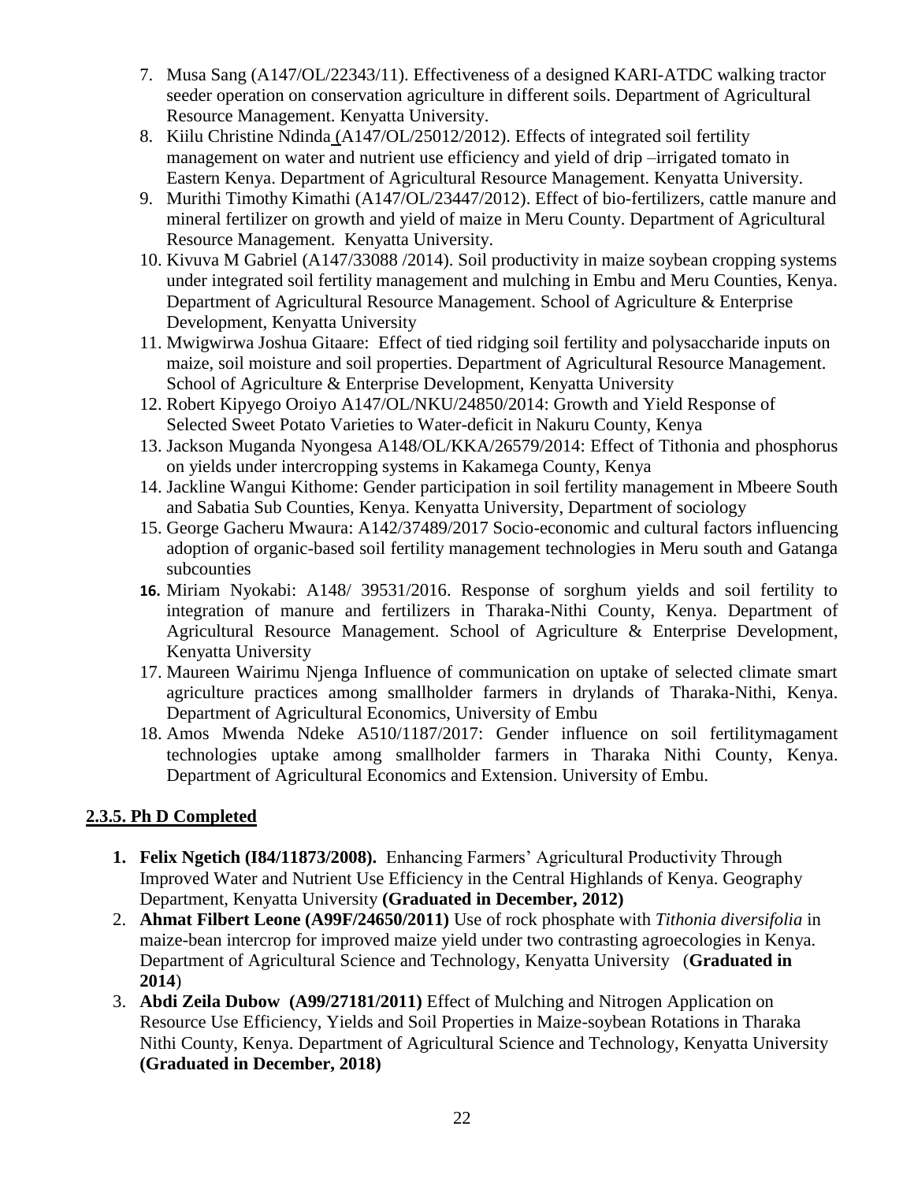7. Musa Sang (A147/OL/22343/11). Effectiveness of a designed KARI-ATDC walking tractor seeder operation on conservation agriculture in different soils. Department of Agricultural Resource Management. Kenyatta University.
8. Kiilu Christine Ndinda (A147/OL/25012/2012). Effects of integrated soil fertility management on water and nutrient use efficiency and yield of drip –irrigated tomato in Eastern Kenya. Department of Agricultural Resource Management. Kenyatta University.
9. Murithi Timothy Kimathi (A147/OL/23447/2012). Effect of bio-fertilizers, cattle manure and mineral fertilizer on growth and yield of maize in Meru County. Department of Agricultural Resource Management. Kenyatta University.
10. Kivuva M Gabriel (A147/33088 /2014). Soil productivity in maize soybean cropping systems under integrated soil fertility management and mulching in Embu and Meru Counties, Kenya. Department of Agricultural Resource Management. School of Agriculture & Enterprise Development, Kenyatta University
11. Mwigwirwa Joshua Gitaare: Effect of tied ridging soil fertility and polysaccharide inputs on maize, soil moisture and soil properties. Department of Agricultural Resource Management. School of Agriculture & Enterprise Development, Kenyatta University
12. Robert Kipyego Oroiyo A147/OL/NKU/24850/2014: Growth and Yield Response of Selected Sweet Potato Varieties to Water-deficit in Nakuru County, Kenya
13. Jackson Muganda Nyongesa A148/OL/KKA/26579/2014: Effect of Tithonia and phosphorus on yields under intercropping systems in Kakamega County, Kenya
14. Jackline Wangui Kithome: Gender participation in soil fertility management in Mbeere South and Sabatia Sub Counties, Kenya. Kenyatta University, Department of sociology
15. George Gacheru Mwaura: A142/37489/2017 Socio-economic and cultural factors influencing adoption of organic-based soil fertility management technologies in Meru south and Gatanga subcounties
16. Miriam Nyokabi: A148/ 39531/2016. Response of sorghum yields and soil fertility to integration of manure and fertilizers in Tharaka-Nithi County, Kenya. Department of Agricultural Resource Management. School of Agriculture & Enterprise Development, Kenyatta University
17. Maureen Wairimu Njenga Influence of communication on uptake of selected climate smart agriculture practices among smallholder farmers in drylands of Tharaka-Nithi, Kenya. Department of Agricultural Economics, University of Embu
18. Amos Mwenda Ndeke A510/1187/2017: Gender influence on soil fertilitymagament technologies uptake among smallholder farmers in Tharaka Nithi County, Kenya. Department of Agricultural Economics and Extension. University of Embu.

### 2.3.5. Ph D Completed

1. **Felix Ngetich (I84/11873/2008).** Enhancing Farmers' Agricultural Productivity Through Improved Water and Nutrient Use Efficiency in the Central Highlands of Kenya. Geography Department, Kenyatta University **(Graduated in December, 2012)**
2. **Ahmat Filbert Leone (A99F/24650/2011)** Use of rock phosphate with *Tithonia diversifolia* in maize-bean intercrop for improved maize yield under two contrasting agroecologies in Kenya. Department of Agricultural Science and Technology, Kenyatta University (**Graduated in 2014**)
3. **Abdi Zeila Dubow (A99/27181/2011)** Effect of Mulching and Nitrogen Application on Resource Use Efficiency, Yields and Soil Properties in Maize-soybean Rotations in Tharaka Nithi County, Kenya. Department of Agricultural Science and Technology, Kenyatta University **(Graduated in December, 2018)**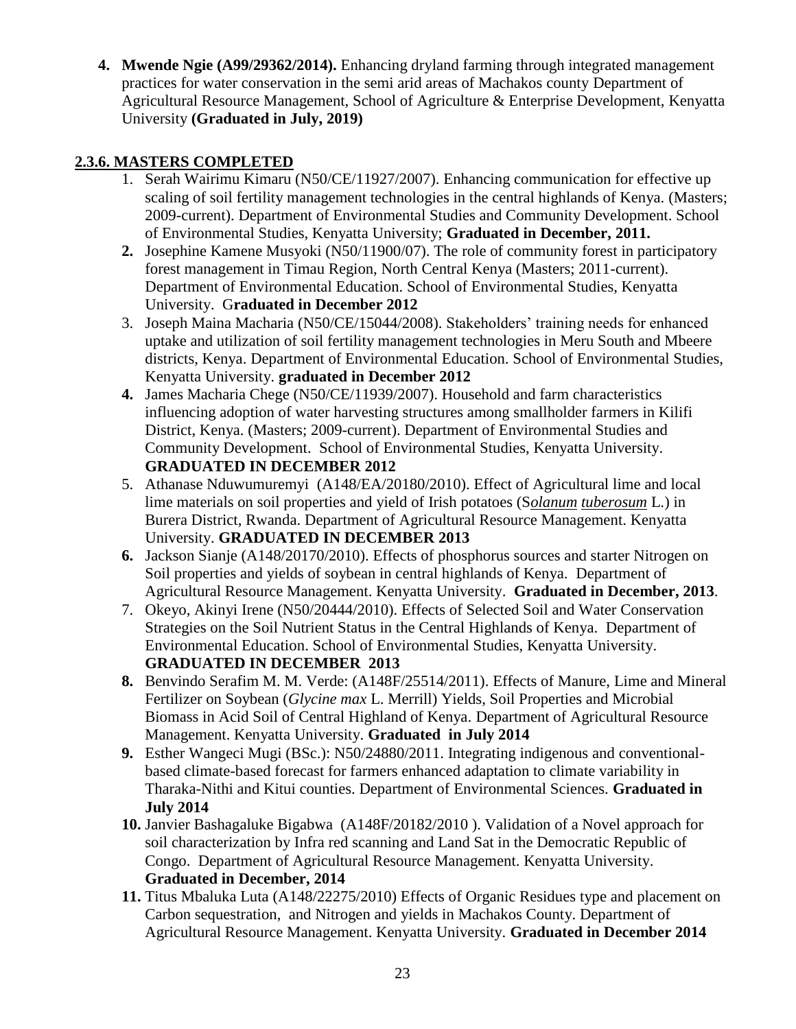4. **Mwende Ngie (A99/29362/2014).** Enhancing dryland farming through integrated management practices for water conservation in the semi arid areas of Machakos county Department of Agricultural Resource Management, School of Agriculture & Enterprise Development, Kenyatta University **(Graduated in July, 2019)**

## 2.3.6. MASTERS COMPLETED

1. Serah Wairimu Kimaru (N50/CE/11927/2007). Enhancing communication for effective up scaling of soil fertility management technologies in the central highlands of Kenya. (Masters; 2009-current). Department of Environmental Studies and Community Development. School of Environmental Studies, Kenyatta University; **Graduated in December, 2011.**
2. Josephine Kamene Musyoki (N50/11900/07). The role of community forest in participatory forest management in Timau Region, North Central Kenya (Masters; 2011-current). Department of Environmental Education. School of Environmental Studies, Kenyatta University. G**raduated in December 2012**
3. Joseph Maina Macharia (N50/CE/15044/2008). Stakeholders' training needs for enhanced uptake and utilization of soil fertility management technologies in Meru South and Mbeere districts, Kenya. Department of Environmental Education. School of Environmental Studies, Kenyatta University. **graduated in December 2012**
4. James Macharia Chege (N50/CE/11939/2007). Household and farm characteristics influencing adoption of water harvesting structures among smallholder farmers in Kilifi District, Kenya. (Masters; 2009-current). Department of Environmental Studies and Community Development. School of Environmental Studies, Kenyatta University. **GRADUATED IN DECEMBER 2012**
5. Athanase Nduwumuremyi (A148/EA/20180/2010). Effect of Agricultural lime and local lime materials on soil properties and yield of Irish potatoes (S*olanum tuberosum* L.) in Burera District, Rwanda. Department of Agricultural Resource Management. Kenyatta University. **GRADUATED IN DECEMBER 2013**
6. Jackson Sianje (A148/20170/2010). Effects of phosphorus sources and starter Nitrogen on Soil properties and yields of soybean in central highlands of Kenya. Department of Agricultural Resource Management. Kenyatta University. **Graduated in December, 2013**.
7. Okeyo, Akinyi Irene (N50/20444/2010). Effects of Selected Soil and Water Conservation Strategies on the Soil Nutrient Status in the Central Highlands of Kenya. Department of Environmental Education. School of Environmental Studies, Kenyatta University. **GRADUATED IN DECEMBER 2013**
8. Benvindo Serafim M. M. Verde: (A148F/25514/2011). Effects of Manure, Lime and Mineral Fertilizer on Soybean (*Glycine max* L. Merrill) Yields, Soil Properties and Microbial Biomass in Acid Soil of Central Highland of Kenya. Department of Agricultural Resource Management. Kenyatta University. **Graduated in July 2014**
9. Esther Wangeci Mugi (BSc.): N50/24880/2011. Integrating indigenous and conventional-based climate-based forecast for farmers enhanced adaptation to climate variability in Tharaka-Nithi and Kitui counties. Department of Environmental Sciences. **Graduated in July 2014**
10. Janvier Bashagaluke Bigabwa (A148F/20182/2010 ). Validation of a Novel approach for soil characterization by Infra red scanning and Land Sat in the Democratic Republic of Congo. Department of Agricultural Resource Management. Kenyatta University. **Graduated in December, 2014**
11. Titus Mbaluka Luta (A148/22275/2010) Effects of Organic Residues type and placement on Carbon sequestration, and Nitrogen and yields in Machakos County. Department of Agricultural Resource Management. Kenyatta University. **Graduated in December 2014**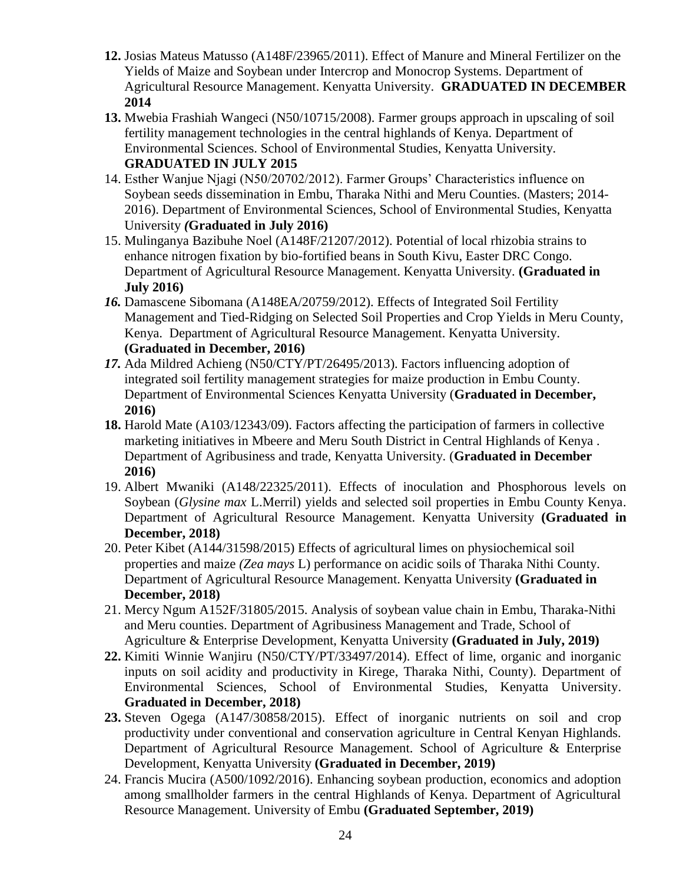**12.** Josias Mateus Matusso (A148F/23965/2011). Effect of Manure and Mineral Fertilizer on the Yields of Maize and Soybean under Intercrop and Monocrop Systems. Department of Agricultural Resource Management. Kenyatta University. **GRADUATED IN DECEMBER 2014**

**13.** Mwebia Frashiah Wangeci (N50/10715/2008). Farmer groups approach in upscaling of soil fertility management technologies in the central highlands of Kenya. Department of Environmental Sciences. School of Environmental Studies, Kenyatta University. **GRADUATED IN JULY 2015**

14. Esther Wanjue Njagi (N50/20702/2012). Farmer Groups' Characteristics influence on Soybean seeds dissemination in Embu, Tharaka Nithi and Meru Counties. (Masters; 2014-2016). Department of Environmental Sciences, School of Environmental Studies, Kenyatta University ***(*Graduated in July 2016)**

15. Mulinganya Bazibuhe Noel (A148F/21207/2012). Potential of local rhizobia strains to enhance nitrogen fixation by bio-fortified beans in South Kivu, Easter DRC Congo. Department of Agricultural Resource Management. Kenyatta University. **(Graduated in July 2016)**

***16.*** Damascene Sibomana (A148EA/20759/2012). Effects of Integrated Soil Fertility Management and Tied-Ridging on Selected Soil Properties and Crop Yields in Meru County, Kenya. Department of Agricultural Resource Management. Kenyatta University. **(Graduated in December, 2016)**

***17.*** Ada Mildred Achieng (N50/CTY/PT/26495/2013). Factors influencing adoption of integrated soil fertility management strategies for maize production in Embu County. Department of Environmental Sciences Kenyatta University (**Graduated in December, 2016)**

**18.** Harold Mate (A103/12343/09). Factors affecting the participation of farmers in collective marketing initiatives in Mbeere and Meru South District in Central Highlands of Kenya . Department of Agribusiness and trade, Kenyatta University. (**Graduated in December 2016)**

19. Albert Mwaniki (A148/22325/2011). Effects of inoculation and Phosphorous levels on Soybean (*Glysine max* L.Merril) yields and selected soil properties in Embu County Kenya. Department of Agricultural Resource Management. Kenyatta University **(Graduated in December, 2018)**

20. Peter Kibet (A144/31598/2015) Effects of agricultural limes on physiochemical soil properties and maize *(Zea mays* L) performance on acidic soils of Tharaka Nithi County. Department of Agricultural Resource Management. Kenyatta University **(Graduated in December, 2018)**

21. Mercy Ngum A152F/31805/2015. Analysis of soybean value chain in Embu, Tharaka-Nithi and Meru counties. Department of Agribusiness Management and Trade, School of Agriculture & Enterprise Development, Kenyatta University **(Graduated in July, 2019)**

**22.** Kimiti Winnie Wanjiru (N50/CTY/PT/33497/2014). Effect of lime, organic and inorganic inputs on soil acidity and productivity in Kirege, Tharaka Nithi, County). Department of Environmental Sciences, School of Environmental Studies, Kenyatta University. **Graduated in December, 2018)**

**23.** Steven Ogega (A147/30858/2015). Effect of inorganic nutrients on soil and crop productivity under conventional and conservation agriculture in Central Kenyan Highlands. Department of Agricultural Resource Management. School of Agriculture & Enterprise Development, Kenyatta University **(Graduated in December, 2019)**

24. Francis Mucira (A500/1092/2016). Enhancing soybean production, economics and adoption among smallholder farmers in the central Highlands of Kenya. Department of Agricultural Resource Management. University of Embu **(Graduated September, 2019)**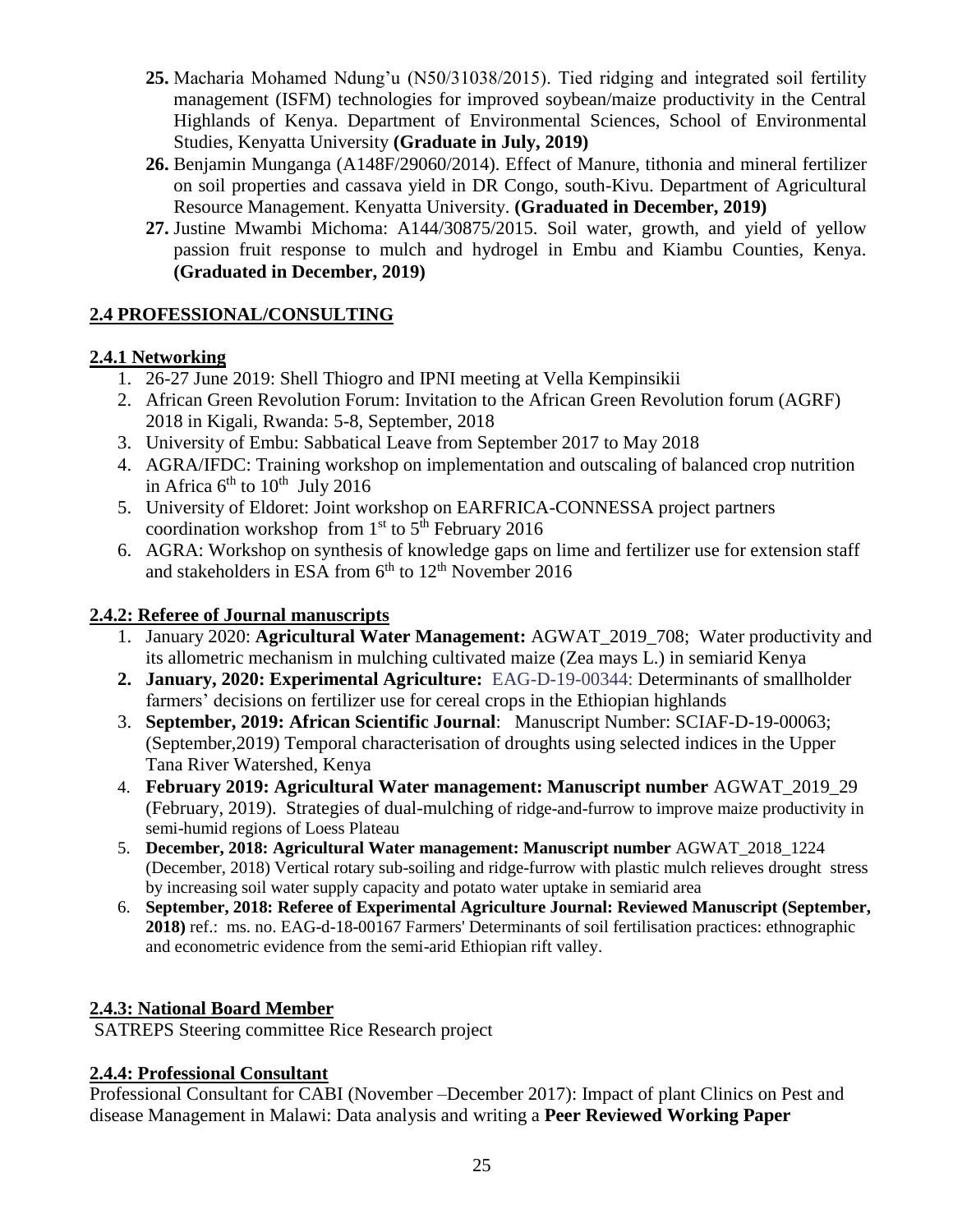25. Macharia Mohamed Ndung'u (N50/31038/2015). Tied ridging and integrated soil fertility management (ISFM) technologies for improved soybean/maize productivity in the Central Highlands of Kenya. Department of Environmental Sciences, School of Environmental Studies, Kenyatta University **(Graduate in July, 2019)**
26. Benjamin Munganga (A148F/29060/2014). Effect of Manure, tithonia and mineral fertilizer on soil properties and cassava yield in DR Congo, south-Kivu. Department of Agricultural Resource Management. Kenyatta University. **(Graduated in December, 2019)**
27. Justine Mwambi Michoma: A144/30875/2015. Soil water, growth, and yield of yellow passion fruit response to mulch and hydrogel in Embu and Kiambu Counties, Kenya. **(Graduated in December, 2019)**

## 2.4 PROFESSIONAL/CONSULTING

### 2.4.1 Networking

1. 26-27 June 2019: Shell Thiogro and IPNI meeting at Vella Kempinsikii
2. African Green Revolution Forum: Invitation to the African Green Revolution forum (AGRF) 2018 in Kigali, Rwanda: 5-8, September, 2018
3. University of Embu: Sabbatical Leave from September 2017 to May 2018
4. AGRA/IFDC: Training workshop on implementation and outscaling of balanced crop nutrition in Africa 6th to 10th July 2016
5. University of Eldoret: Joint workshop on EARFRICA-CONNESSA project partners coordination workshop from 1st to 5th February 2016
6. AGRA: Workshop on synthesis of knowledge gaps on lime and fertilizer use for extension staff and stakeholders in ESA from 6th to 12th November 2016

### 2.4.2: Referee of Journal manuscripts

1. January 2020: **Agricultural Water Management:** AGWAT_2019_708; Water productivity and its allometric mechanism in mulching cultivated maize (Zea mays L.) in semiarid Kenya
2. **January, 2020: Experimental Agriculture:** EAG-D-19-00344: Determinants of smallholder farmers' decisions on fertilizer use for cereal crops in the Ethiopian highlands
3. **September, 2019: African Scientific Journal**: Manuscript Number: SCIAF-D-19-00063; (September,2019) Temporal characterisation of droughts using selected indices in the Upper Tana River Watershed, Kenya
4. **February 2019: Agricultural Water management: Manuscript number** AGWAT_2019_29 (February, 2019). Strategies of dual-mulching of ridge-and-furrow to improve maize productivity in semi-humid regions of Loess Plateau
5. **December, 2018: Agricultural Water management: Manuscript number** AGWAT_2018_1224 (December, 2018) Vertical rotary sub-soiling and ridge-furrow with plastic mulch relieves drought stress by increasing soil water supply capacity and potato water uptake in semiarid area
6. **September, 2018: Referee of Experimental Agriculture Journal: Reviewed Manuscript (September, 2018)** ref.: ms. no. EAG-d-18-00167 Farmers' Determinants of soil fertilisation practices: ethnographic and econometric evidence from the semi-arid Ethiopian rift valley.

### 2.4.3: National Board Member

SATREPS Steering committee Rice Research project

### 2.4.4: Professional Consultant

Professional Consultant for CABI (November –December 2017): Impact of plant Clinics on Pest and disease Management in Malawi: Data analysis and writing a **Peer Reviewed Working Paper**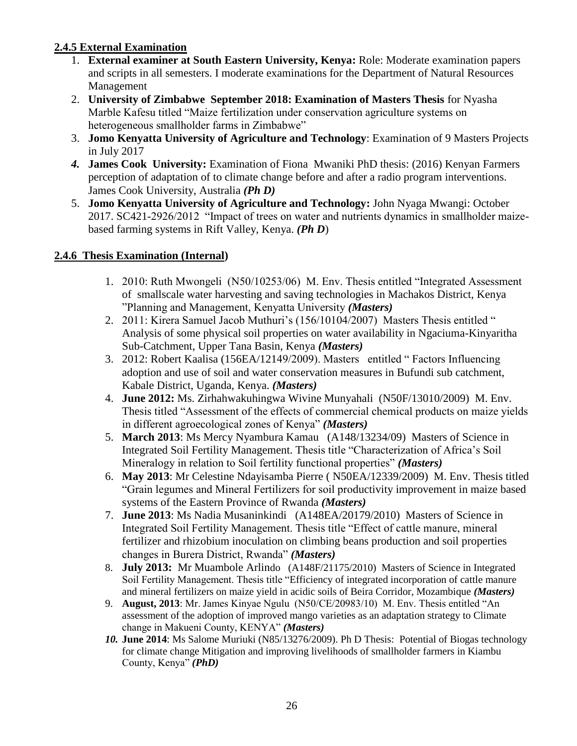### 2.4.5 External Examination

1. **External examiner at South Eastern University, Kenya:** Role: Moderate examination papers and scripts in all semesters. I moderate examinations for the Department of Natural Resources Management
2. **University of Zimbabwe September 2018: Examination of Masters Thesis** for Nyasha Marble Kafesu titled "Maize fertilization under conservation agriculture systems on heterogeneous smallholder farms in Zimbabwe"
3. **Jomo Kenyatta University of Agriculture and Technology**: Examination of 9 Masters Projects in July 2017
4. **James Cook University:** Examination of Fiona Mwaniki PhD thesis: (2016) Kenyan Farmers perception of adaptation of to climate change before and after a radio program interventions. James Cook University, Australia ***(Ph D)***
5. **Jomo Kenyatta University of Agriculture and Technology:** John Nyaga Mwangi: October 2017. SC421-2926/2012 "Impact of trees on water and nutrients dynamics in smallholder maize-based farming systems in Rift Valley, Kenya. ***(Ph D)***

### 2.4.6 Thesis Examination (Internal)

1. 2010: Ruth Mwongeli (N50/10253/06) M. Env. Thesis entitled "Integrated Assessment of smallscale water harvesting and saving technologies in Machakos District, Kenya "Planning and Management, Kenyatta University ***(Masters)***
2. 2011: Kirera Samuel Jacob Muthuri's (156/10104/2007) Masters Thesis entitled " Analysis of some physical soil properties on water availability in Ngaciuma-Kinyaritha Sub-Catchment, Upper Tana Basin, Kenya ***(Masters)***
3. 2012: Robert Kaalisa (156EA/12149/2009). Masters entitled " Factors Influencing adoption and use of soil and water conservation measures in Bufundi sub catchment, Kabale District, Uganda, Kenya. ***(Masters)***
4. **June 2012:** Ms. Zirhahwakuhingwa Wivine Munyahali (N50F/13010/2009) M. Env. Thesis titled "Assessment of the effects of commercial chemical products on maize yields in different agroecological zones of Kenya" ***(Masters)***
5. **March 2013**: Ms Mercy Nyambura Kamau (A148/13234/09) Masters of Science in Integrated Soil Fertility Management. Thesis title "Characterization of Africa's Soil Mineralogy in relation to Soil fertility functional properties" ***(Masters)***
6. **May 2013**: Mr Celestine Ndayisamba Pierre ( N50EA/12339/2009) M. Env. Thesis titled "Grain legumes and Mineral Fertilizers for soil productivity improvement in maize based systems of the Eastern Province of Rwanda ***(Masters)***
7. **June 2013**: Ms Nadia Musaninkindi (A148EA/20179/2010) Masters of Science in Integrated Soil Fertility Management. Thesis title "Effect of cattle manure, mineral fertilizer and rhizobium inoculation on climbing beans production and soil properties changes in Burera District, Rwanda" ***(Masters)***
8. **July 2013:** Mr Muambole Arlindo (A148F/21175/2010) Masters of Science in Integrated Soil Fertility Management. Thesis title "Efficiency of integrated incorporation of cattle manure and mineral fertilizers on maize yield in acidic soils of Beira Corridor, Mozambique ***(Masters)***
9. **August, 2013**: Mr. James Kinyae Ngulu (N50/CE/20983/10) M. Env. Thesis entitled "An assessment of the adoption of improved mango varieties as an adaptation strategy to Climate change in Makueni County, KENYA" ***(Masters)***
10. **June 2014**: Ms Salome Muriuki (N85/13276/2009). Ph D Thesis: Potential of Biogas technology for climate change Mitigation and improving livelihoods of smallholder farmers in Kiambu County, Kenya" ***(PhD)***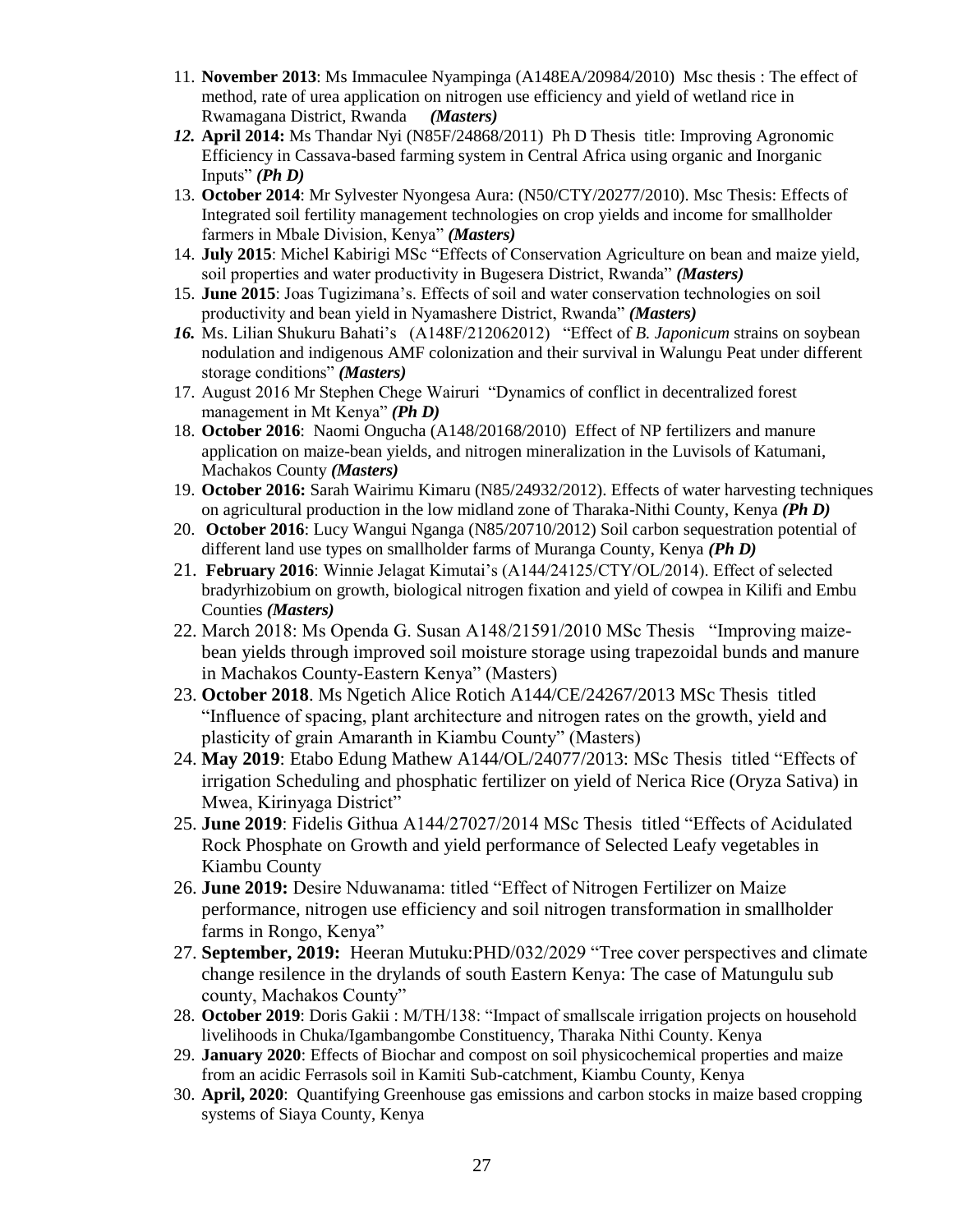11. **November 2013**: Ms Immaculee Nyampinga (A148EA/20984/2010) Msc thesis : The effect of method, rate of urea application on nitrogen use efficiency and yield of wetland rice in Rwamagana District, Rwanda ***(Masters)***
12. **April 2014:** Ms Thandar Nyi (N85F/24868/2011) Ph D Thesis title: Improving Agronomic Efficiency in Cassava-based farming system in Central Africa using organic and Inorganic Inputs" ***(Ph D)***
13. **October 2014**: Mr Sylvester Nyongesa Aura: (N50/CTY/20277/2010). Msc Thesis: Effects of Integrated soil fertility management technologies on crop yields and income for smallholder farmers in Mbale Division, Kenya" ***(Masters)***
14. **July 2015**: Michel Kabirigi MSc "Effects of Conservation Agriculture on bean and maize yield, soil properties and water productivity in Bugesera District, Rwanda" ***(Masters)***
15. **June 2015**: Joas Tugizimana's. Effects of soil and water conservation technologies on soil productivity and bean yield in Nyamashere District, Rwanda" ***(Masters)***
16. Ms. Lilian Shukuru Bahati's (A148F/212062012) "Effect of *B. Japonicum* strains on soybean nodulation and indigenous AMF colonization and their survival in Walungu Peat under different storage conditions" ***(Masters)***
17. August 2016 Mr Stephen Chege Wairuri "Dynamics of conflict in decentralized forest management in Mt Kenya" ***(Ph D)***
18. **October 2016**: Naomi Ongucha (A148/20168/2010) Effect of NP fertilizers and manure application on maize-bean yields, and nitrogen mineralization in the Luvisols of Katumani, Machakos County ***(Masters)***
19. **October 2016:** Sarah Wairimu Kimaru (N85/24932/2012). Effects of water harvesting techniques on agricultural production in the low midland zone of Tharaka-Nithi County, Kenya ***(Ph D)***
20. **October 2016**: Lucy Wangui Nganga (N85/20710/2012) Soil carbon sequestration potential of different land use types on smallholder farms of Muranga County, Kenya ***(Ph D)***
21. **February 2016**: Winnie Jelagat Kimutai's (A144/24125/CTY/OL/2014). Effect of selected bradyrhizobium on growth, biological nitrogen fixation and yield of cowpea in Kilifi and Embu Counties ***(Masters)***
22. March 2018: Ms Openda G. Susan A148/21591/2010 MSc Thesis "Improving maize-bean yields through improved soil moisture storage using trapezoidal bunds and manure in Machakos County-Eastern Kenya" (Masters)
23. **October 2018**. Ms Ngetich Alice Rotich A144/CE/24267/2013 MSc Thesis titled "Influence of spacing, plant architecture and nitrogen rates on the growth, yield and plasticity of grain Amaranth in Kiambu County" (Masters)
24. **May 2019**: Etabo Edung Mathew A144/OL/24077/2013: MSc Thesis titled "Effects of irrigation Scheduling and phosphatic fertilizer on yield of Nerica Rice (Oryza Sativa) in Mwea, Kirinyaga District"
25. **June 2019**: Fidelis Githua A144/27027/2014 MSc Thesis titled "Effects of Acidulated Rock Phosphate on Growth and yield performance of Selected Leafy vegetables in Kiambu County
26. **June 2019:** Desire Nduwanama: titled "Effect of Nitrogen Fertilizer on Maize performance, nitrogen use efficiency and soil nitrogen transformation in smallholder farms in Rongo, Kenya"
27. **September, 2019:** Heeran Mutuku:PHD/032/2029 "Tree cover perspectives and climate change resilence in the drylands of south Eastern Kenya: The case of Matungulu sub county, Machakos County"
28. **October 2019**: Doris Gakii : M/TH/138: "Impact of smallscale irrigation projects on household livelihoods in Chuka/Igambangombe Constituency, Tharaka Nithi County. Kenya
29. **January 2020**: Effects of Biochar and compost on soil physicochemical properties and maize from an acidic Ferrasols soil in Kamiti Sub-catchment, Kiambu County, Kenya
30. **April, 2020**: Quantifying Greenhouse gas emissions and carbon stocks in maize based cropping systems of Siaya County, Kenya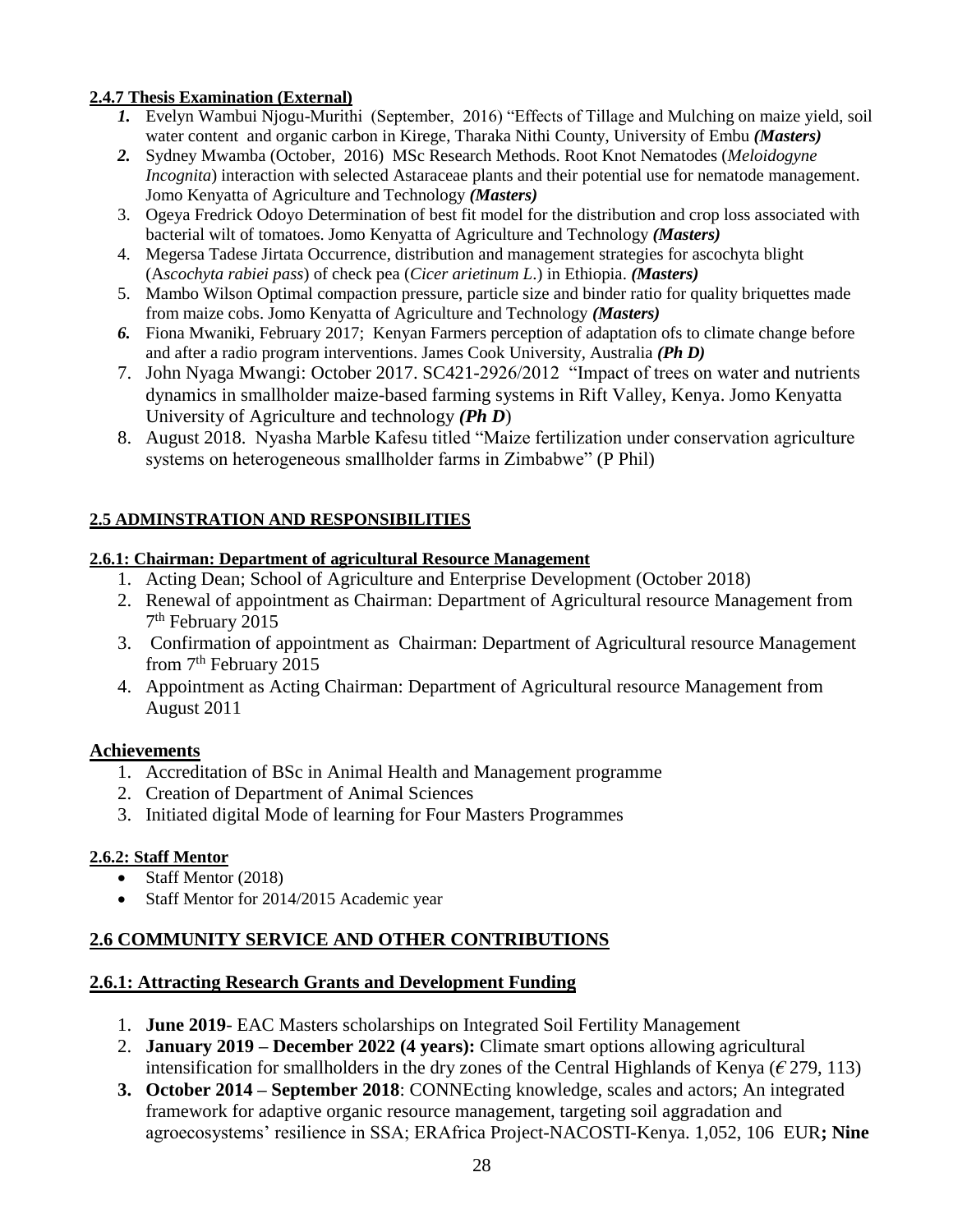#### 2.4.7 Thesis Examination (External)

1. Evelyn Wambui Njogu-Murithi (September, 2016) "Effects of Tillage and Mulching on maize yield, soil water content and organic carbon in Kirege, Tharaka Nithi County, University of Embu ***(Masters)***
2. Sydney Mwamba (October, 2016) MSc Research Methods. Root Knot Nematodes (*Meloidogyne Incognita*) interaction with selected Astaraceae plants and their potential use for nematode management. Jomo Kenyatta of Agriculture and Technology ***(Masters)***
3. Ogeya Fredrick Odoyo Determination of best fit model for the distribution and crop loss associated with bacterial wilt of tomatoes. Jomo Kenyatta of Agriculture and Technology ***(Masters)***
4. Megersa Tadese Jirtata Occurrence, distribution and management strategies for ascochyta blight (A*scochyta rabiei pass*) of check pea (*Cicer arietinum L*.) in Ethiopia. ***(Masters)***
5. Mambo Wilson Optimal compaction pressure, particle size and binder ratio for quality briquettes made from maize cobs. Jomo Kenyatta of Agriculture and Technology ***(Masters)***
6. Fiona Mwaniki, February 2017; Kenyan Farmers perception of adaptation ofs to climate change before and after a radio program interventions. James Cook University, Australia ***(Ph D)***
7. John Nyaga Mwangi: October 2017. SC421-2926/2012 "Impact of trees on water and nutrients dynamics in smallholder maize-based farming systems in Rift Valley, Kenya. Jomo Kenyatta University of Agriculture and technology ***(Ph D***)
8. August 2018. Nyasha Marble Kafesu titled "Maize fertilization under conservation agriculture systems on heterogeneous smallholder farms in Zimbabwe" (P Phil)

### 2.5 ADMINSTRATION AND RESPONSIBILITIES

#### 2.6.1: Chairman: Department of agricultural Resource Management

1. Acting Dean; School of Agriculture and Enterprise Development (October 2018)
2. Renewal of appointment as Chairman: Department of Agricultural resource Management from 7th February 2015
3. Confirmation of appointment as Chairman: Department of Agricultural resource Management from 7th February 2015
4. Appointment as Acting Chairman: Department of Agricultural resource Management from August 2011

### Achievements

1. Accreditation of BSc in Animal Health and Management programme
2. Creation of Department of Animal Sciences
3. Initiated digital Mode of learning for Four Masters Programmes

#### 2.6.2: Staff Mentor

- Staff Mentor (2018)
- Staff Mentor for 2014/2015 Academic year

### 2.6 COMMUNITY SERVICE AND OTHER CONTRIBUTIONS

#### 2.6.1: Attracting Research Grants and Development Funding

1. **June 2019**- EAC Masters scholarships on Integrated Soil Fertility Management
2. **January 2019 – December 2022 (4 years):** Climate smart options allowing agricultural intensification for smallholders in the dry zones of the Central Highlands of Kenya (*€* 279, 113)
3. **October 2014 – September 2018**: CONNEcting knowledge, scales and actors; An integrated framework for adaptive organic resource management, targeting soil aggradation and agroecosystems' resilience in SSA; ERAfrica Project-NACOSTI-Kenya. 1,052, 106 EUR**; Nine**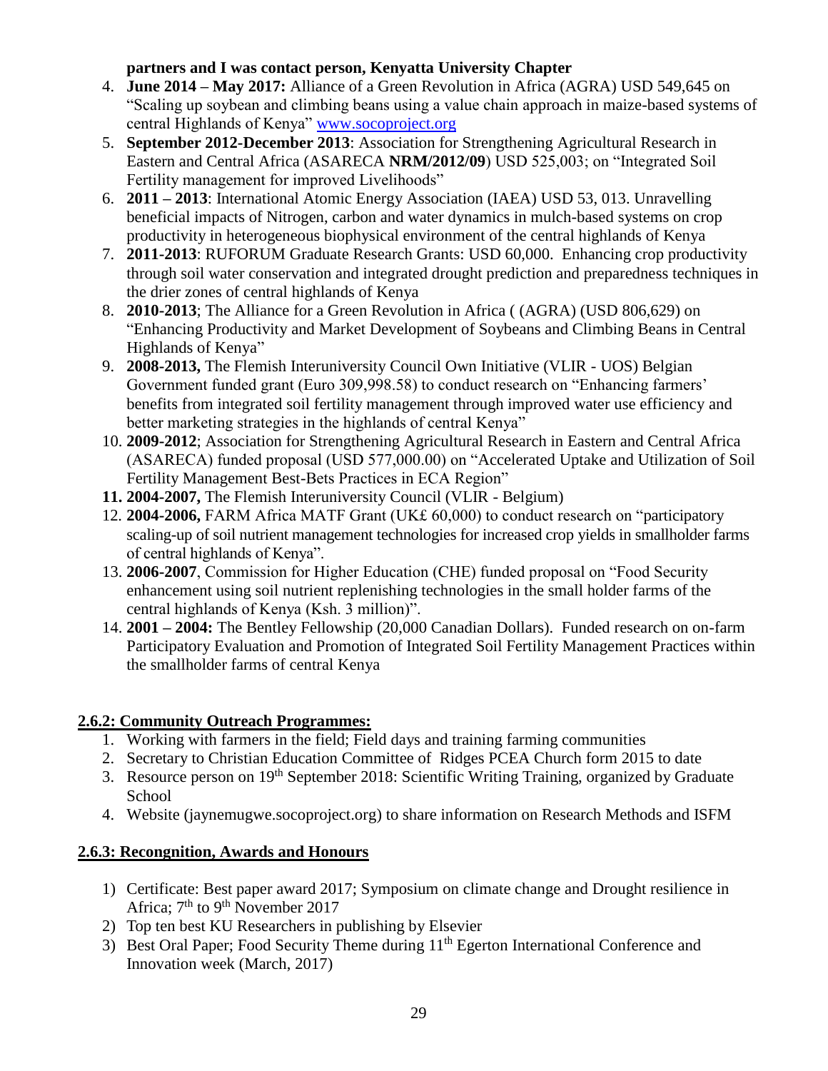**partners and I was contact person, Kenyatta University Chapter**

4. **June 2014 – May 2017:** Alliance of a Green Revolution in Africa (AGRA) USD 549,645 on "Scaling up soybean and climbing beans using a value chain approach in maize-based systems of central Highlands of Kenya" www.socoproject.org
5. **September 2012-December 2013**: Association for Strengthening Agricultural Research in Eastern and Central Africa (ASARECA **NRM/2012/09**) USD 525,003; on "Integrated Soil Fertility management for improved Livelihoods"
6. **2011 – 2013**: International Atomic Energy Association (IAEA) USD 53, 013. Unravelling beneficial impacts of Nitrogen, carbon and water dynamics in mulch-based systems on crop productivity in heterogeneous biophysical environment of the central highlands of Kenya
7. **2011-2013**: RUFORUM Graduate Research Grants: USD 60,000. Enhancing crop productivity through soil water conservation and integrated drought prediction and preparedness techniques in the drier zones of central highlands of Kenya
8. **2010-2013**; The Alliance for a Green Revolution in Africa ( (AGRA) (USD 806,629) on "Enhancing Productivity and Market Development of Soybeans and Climbing Beans in Central Highlands of Kenya"
9. **2008-2013,** The Flemish Interuniversity Council Own Initiative (VLIR - UOS) Belgian Government funded grant (Euro 309,998.58) to conduct research on "Enhancing farmers' benefits from integrated soil fertility management through improved water use efficiency and better marketing strategies in the highlands of central Kenya"
10. **2009-2012**; Association for Strengthening Agricultural Research in Eastern and Central Africa (ASARECA) funded proposal (USD 577,000.00) on "Accelerated Uptake and Utilization of Soil Fertility Management Best-Bets Practices in ECA Region"
11. **2004-2007,** The Flemish Interuniversity Council (VLIR - Belgium)
12. **2004-2006,** FARM Africa MATF Grant (UK£ 60,000) to conduct research on "participatory scaling-up of soil nutrient management technologies for increased crop yields in smallholder farms of central highlands of Kenya".
13. **2006-2007**, Commission for Higher Education (CHE) funded proposal on "Food Security enhancement using soil nutrient replenishing technologies in the small holder farms of the central highlands of Kenya (Ksh. 3 million)".
14. **2001 – 2004:** The Bentley Fellowship (20,000 Canadian Dollars). Funded research on on-farm Participatory Evaluation and Promotion of Integrated Soil Fertility Management Practices within the smallholder farms of central Kenya

## 2.6.2: Community Outreach Programmes:

1. Working with farmers in the field; Field days and training farming communities
2. Secretary to Christian Education Committee of Ridges PCEA Church form 2015 to date
3. Resource person on 19th September 2018: Scientific Writing Training, organized by Graduate School
4. Website (jaynemugwe.socoproject.org) to share information on Research Methods and ISFM

## 2.6.3: Recongnition, Awards and Honours

1) Certificate: Best paper award 2017; Symposium on climate change and Drought resilience in Africa; 7th to 9th November 2017
2) Top ten best KU Researchers in publishing by Elsevier
3) Best Oral Paper; Food Security Theme during 11th Egerton International Conference and Innovation week (March, 2017)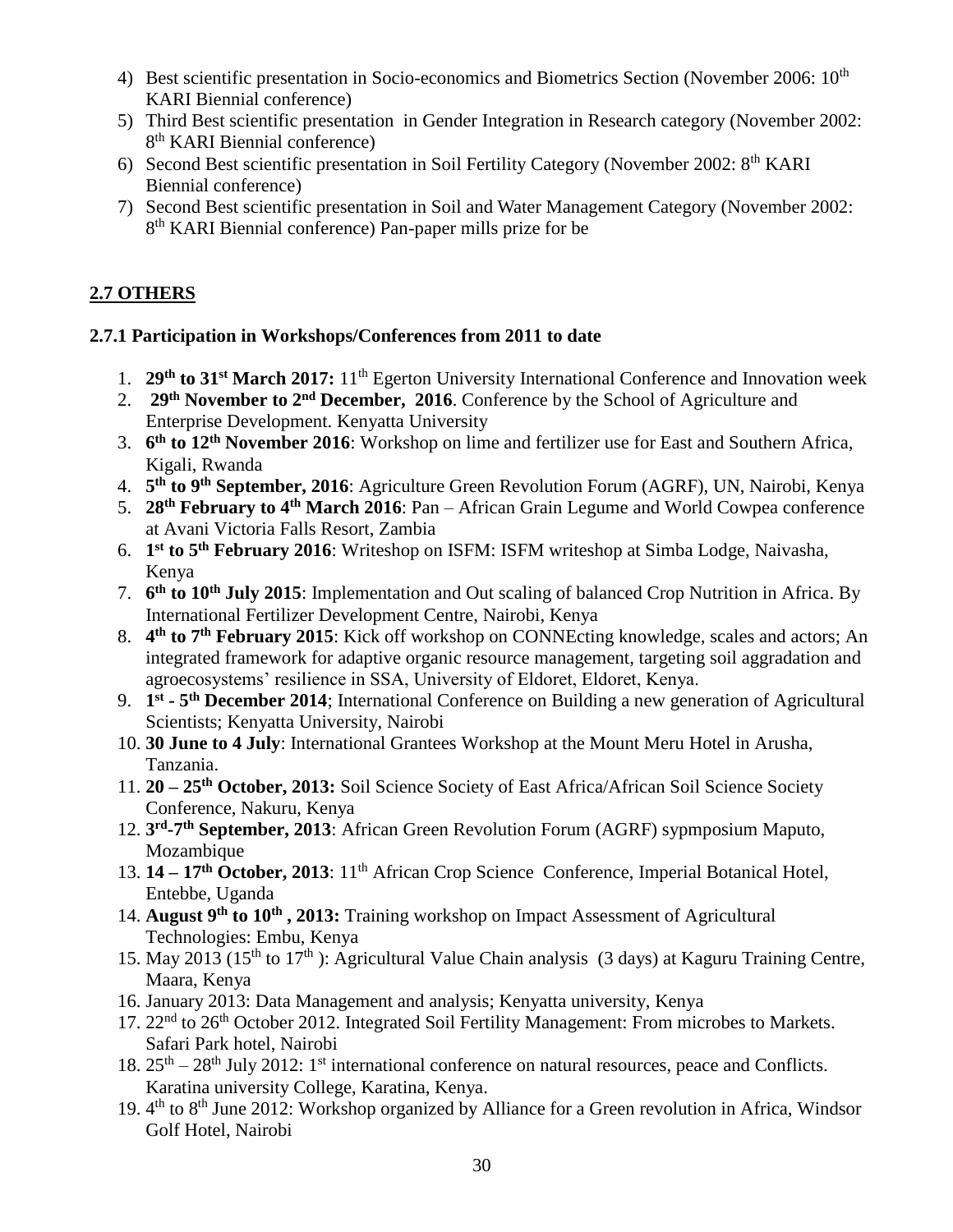4) Best scientific presentation in Socio-economics and Biometrics Section (November 2006: 10th KARI Biennial conference)
5) Third Best scientific presentation in Gender Integration in Research category (November 2002: 8th KARI Biennial conference)
6) Second Best scientific presentation in Soil Fertility Category (November 2002: 8th KARI Biennial conference)
7) Second Best scientific presentation in Soil and Water Management Category (November 2002: 8th KARI Biennial conference) Pan-paper mills prize for be

## 2.7 OTHERS

### 2.7.1 Participation in Workshops/Conferences from 2011 to date

1. **29th to 31st March 2017:** 11th Egerton University International Conference and Innovation week
2. **29th November to 2nd December, 2016**. Conference by the School of Agriculture and Enterprise Development. Kenyatta University
3. **6th to 12th November 2016**: Workshop on lime and fertilizer use for East and Southern Africa, Kigali, Rwanda
4. **5th to 9th September, 2016**: Agriculture Green Revolution Forum (AGRF), UN, Nairobi, Kenya
5. **28th February to 4th March 2016**: Pan – African Grain Legume and World Cowpea conference at Avani Victoria Falls Resort, Zambia
6. **1st to 5th February 2016**: Writeshop on ISFM: ISFM writeshop at Simba Lodge, Naivasha, Kenya
7. **6th to 10th July 2015**: Implementation and Out scaling of balanced Crop Nutrition in Africa. By International Fertilizer Development Centre, Nairobi, Kenya
8. **4th to 7th February 2015**: Kick off workshop on CONNEcting knowledge, scales and actors; An integrated framework for adaptive organic resource management, targeting soil aggradation and agroecosystems' resilience in SSA, University of Eldoret, Eldoret, Kenya.
9. **1st - 5th December 2014**; International Conference on Building a new generation of Agricultural Scientists; Kenyatta University, Nairobi
10. **30 June to 4 July**: International Grantees Workshop at the Mount Meru Hotel in Arusha, Tanzania.
11. **20 – 25th October, 2013:** Soil Science Society of East Africa/African Soil Science Society Conference, Nakuru, Kenya
12. **3rd-7th September, 2013**: African Green Revolution Forum (AGRF) sypmposium Maputo, Mozambique
13. **14 – 17th October, 2013**: 11th African Crop Science Conference, Imperial Botanical Hotel, Entebbe, Uganda
14. **August 9th to 10th , 2013:** Training workshop on Impact Assessment of Agricultural Technologies: Embu, Kenya
15. May 2013 (15th to 17th ): Agricultural Value Chain analysis (3 days) at Kaguru Training Centre, Maara, Kenya
16. January 2013: Data Management and analysis; Kenyatta university, Kenya
17. 22nd to 26th October 2012. Integrated Soil Fertility Management: From microbes to Markets. Safari Park hotel, Nairobi
18. 25th – 28th July 2012: 1st international conference on natural resources, peace and Conflicts. Karatina university College, Karatina, Kenya.
19. 4th to 8th June 2012: Workshop organized by Alliance for a Green revolution in Africa, Windsor Golf Hotel, Nairobi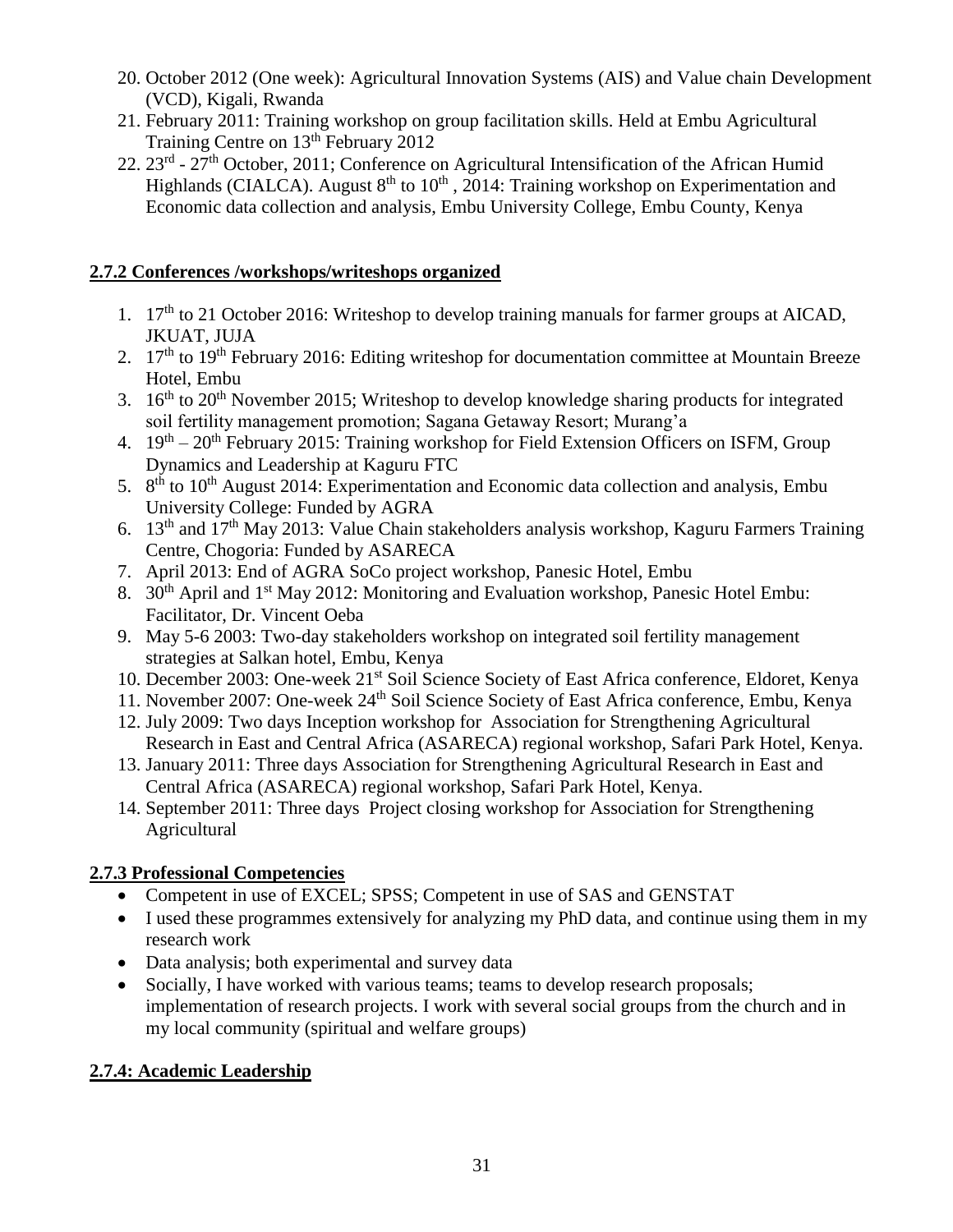20. October 2012 (One week): Agricultural Innovation Systems (AIS) and Value chain Development (VCD), Kigali, Rwanda
21. February 2011: Training workshop on group facilitation skills. Held at Embu Agricultural Training Centre on 13th February 2012
22. 23rd - 27th October, 2011; Conference on Agricultural Intensification of the African Humid Highlands (CIALCA). August 8th to 10th , 2014: Training workshop on Experimentation and Economic data collection and analysis, Embu University College, Embu County, Kenya

## 2.7.2 Conferences /workshops/writeshops organized

1. 17th to 21 October 2016: Writeshop to develop training manuals for farmer groups at AICAD, JKUAT, JUJA
2. 17th to 19th February 2016: Editing writeshop for documentation committee at Mountain Breeze Hotel, Embu
3. 16th to 20th November 2015; Writeshop to develop knowledge sharing products for integrated soil fertility management promotion; Sagana Getaway Resort; Murang'a
4. 19th – 20th February 2015: Training workshop for Field Extension Officers on ISFM, Group Dynamics and Leadership at Kaguru FTC
5. 8th to 10th August 2014: Experimentation and Economic data collection and analysis, Embu University College: Funded by AGRA
6. 13th and 17th May 2013: Value Chain stakeholders analysis workshop, Kaguru Farmers Training Centre, Chogoria: Funded by ASARECA
7. April 2013: End of AGRA SoCo project workshop, Panesic Hotel, Embu
8. 30th April and 1st May 2012: Monitoring and Evaluation workshop, Panesic Hotel Embu: Facilitator, Dr. Vincent Oeba
9. May 5-6 2003: Two-day stakeholders workshop on integrated soil fertility management strategies at Salkan hotel, Embu, Kenya
10. December 2003: One-week 21st Soil Science Society of East Africa conference, Eldoret, Kenya
11. November 2007: One-week 24th Soil Science Society of East Africa conference, Embu, Kenya
12. July 2009: Two days Inception workshop for Association for Strengthening Agricultural Research in East and Central Africa (ASARECA) regional workshop, Safari Park Hotel, Kenya.
13. January 2011: Three days Association for Strengthening Agricultural Research in East and Central Africa (ASARECA) regional workshop, Safari Park Hotel, Kenya.
14. September 2011: Three days Project closing workshop for Association for Strengthening Agricultural

## 2.7.3 Professional Competencies

- Competent in use of EXCEL; SPSS; Competent in use of SAS and GENSTAT
- I used these programmes extensively for analyzing my PhD data, and continue using them in my research work
- Data analysis; both experimental and survey data
- Socially, I have worked with various teams; teams to develop research proposals; implementation of research projects. I work with several social groups from the church and in my local community (spiritual and welfare groups)

## 2.7.4: Academic Leadership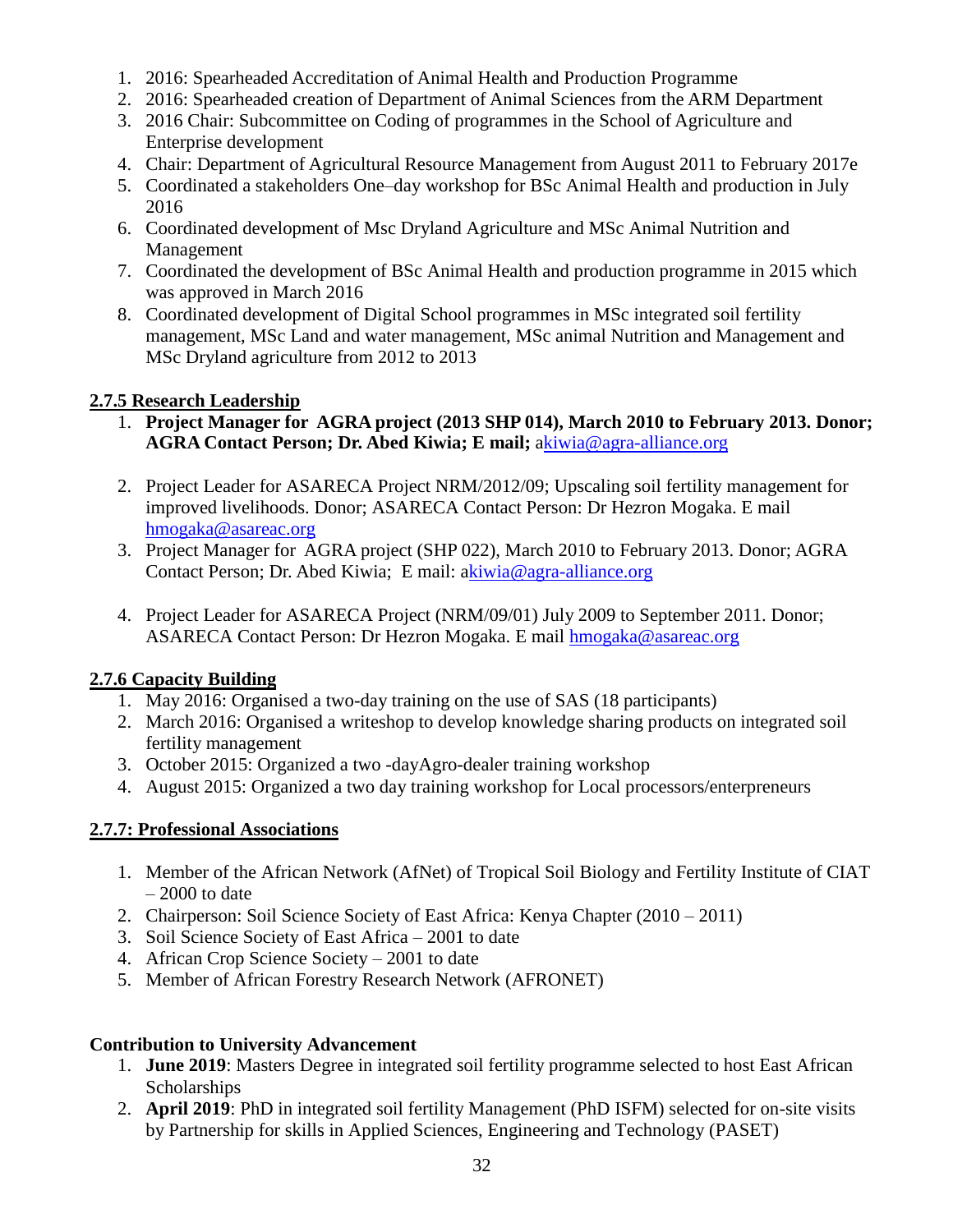1. 2016: Spearheaded Accreditation of Animal Health and Production Programme
2. 2016: Spearheaded creation of Department of Animal Sciences from the ARM Department
3. 2016 Chair: Subcommittee on Coding of programmes in the School of Agriculture and Enterprise development
4. Chair: Department of Agricultural Resource Management from August 2011 to February 2017e
5. Coordinated a stakeholders One–day workshop for BSc Animal Health and production in July 2016
6. Coordinated development of Msc Dryland Agriculture and MSc Animal Nutrition and Management
7. Coordinated the development of BSc Animal Health and production programme in 2015 which was approved in March 2016
8. Coordinated development of Digital School programmes in MSc integrated soil fertility management, MSc Land and water management, MSc animal Nutrition and Management and MSc Dryland agriculture from 2012 to 2013

## 2.7.5 Research Leadership

1. **Project Manager for AGRA project (2013 SHP 014), March 2010 to February 2013. Donor; AGRA Contact Person; Dr. Abed Kiwia; E mail;** akiwia@agra-alliance.org

2. Project Leader for ASARECA Project NRM/2012/09; Upscaling soil fertility management for improved livelihoods. Donor; ASARECA Contact Person: Dr Hezron Mogaka. E mail hmogaka@asareac.org
3. Project Manager for AGRA project (SHP 022), March 2010 to February 2013. Donor; AGRA Contact Person; Dr. Abed Kiwia; E mail: akiwia@agra-alliance.org

4. Project Leader for ASARECA Project (NRM/09/01) July 2009 to September 2011. Donor; ASARECA Contact Person: Dr Hezron Mogaka. E mail hmogaka@asareac.org

## 2.7.6 Capacity Building

1. May 2016: Organised a two-day training on the use of SAS (18 participants)
2. March 2016: Organised a writeshop to develop knowledge sharing products on integrated soil fertility management
3. October 2015: Organized a two -dayAgro-dealer training workshop
4. August 2015: Organized a two day training workshop for Local processors/enterpreneurs

## 2.7.7: Professional Associations

1. Member of the African Network (AfNet) of Tropical Soil Biology and Fertility Institute of CIAT – 2000 to date
2. Chairperson: Soil Science Society of East Africa: Kenya Chapter (2010 – 2011)
3. Soil Science Society of East Africa – 2001 to date
4. African Crop Science Society – 2001 to date
5. Member of African Forestry Research Network (AFRONET)

**Contribution to University Advancement**

1. **June 2019**: Masters Degree in integrated soil fertility programme selected to host East African Scholarships
2. **April 2019**: PhD in integrated soil fertility Management (PhD ISFM) selected for on-site visits by Partnership for skills in Applied Sciences, Engineering and Technology (PASET)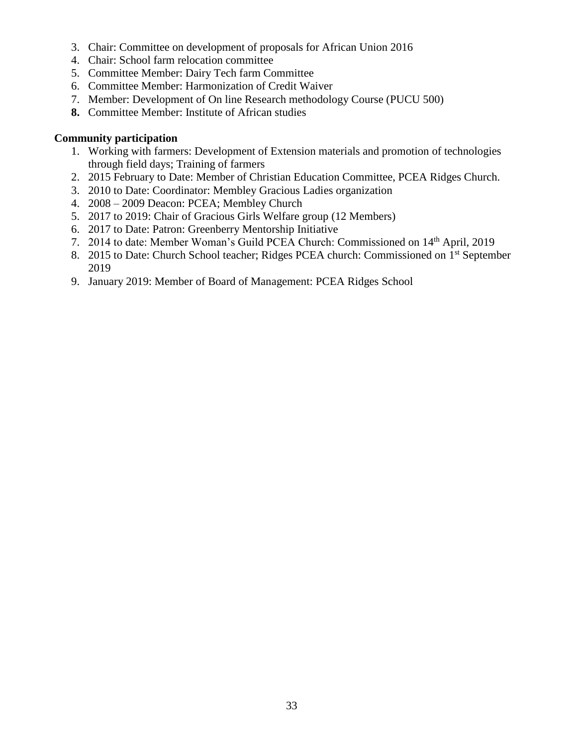3. Chair: Committee on development of proposals for African Union 2016
4. Chair: School farm relocation committee
5. Committee Member: Dairy Tech farm Committee
6. Committee Member: Harmonization of Credit Waiver
7. Member: Development of On line Research methodology Course (PUCU 500)
8. Committee Member: Institute of African studies

**Community participation**

1. Working with farmers: Development of Extension materials and promotion of technologies through field days; Training of farmers
2. 2015 February to Date: Member of Christian Education Committee, PCEA Ridges Church.
3. 2010 to Date: Coordinator: Membley Gracious Ladies organization
4. 2008 – 2009 Deacon: PCEA; Membley Church
5. 2017 to 2019: Chair of Gracious Girls Welfare group (12 Members)
6. 2017 to Date: Patron: Greenberry Mentorship Initiative
7. 2014 to date: Member Woman's Guild PCEA Church: Commissioned on 14th April, 2019
8. 2015 to Date: Church School teacher; Ridges PCEA church: Commissioned on 1st September 2019
9. January 2019: Member of Board of Management: PCEA Ridges School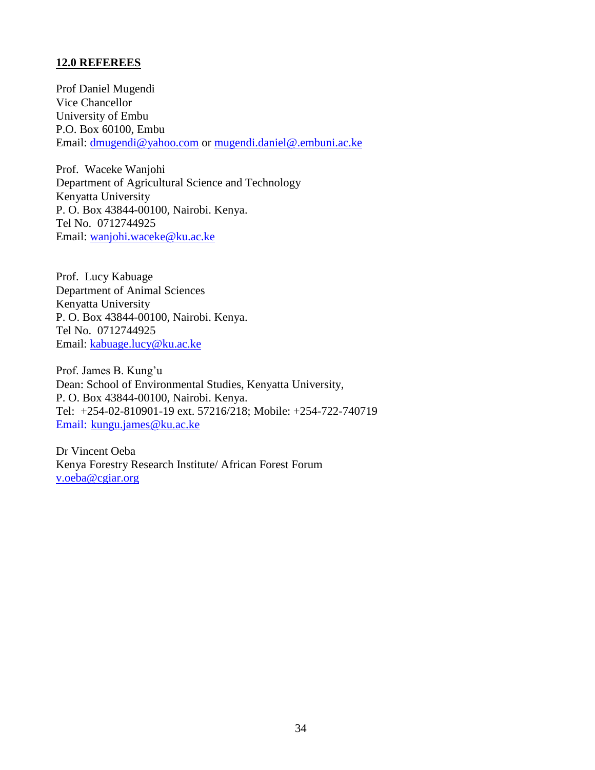## 12.0 REFEREES

Prof Daniel Mugendi
Vice Chancellor
University of Embu
P.O. Box 60100, Embu
Email: dmugendi@yahoo.com or mugendi.daniel@.embuni.ac.ke

Prof. Waceke Wanjohi
Department of Agricultural Science and Technology
Kenyatta University
P. O. Box 43844-00100, Nairobi. Kenya.
Tel No. 0712744925
Email: wanjohi.waceke@ku.ac.ke

Prof. Lucy Kabuage
Department of Animal Sciences
Kenyatta University
P. O. Box 43844-00100, Nairobi. Kenya.
Tel No. 0712744925
Email: kabuage.lucy@ku.ac.ke

Prof. James B. Kung'u
Dean: School of Environmental Studies, Kenyatta University,
P. O. Box 43844-00100, Nairobi. Kenya.
Tel: +254-02-810901-19 ext. 57216/218; Mobile: +254-722-740719
Email: kungu.james@ku.ac.ke

Dr Vincent Oeba
Kenya Forestry Research Institute/ African Forest Forum
v.oeba@cgiar.org